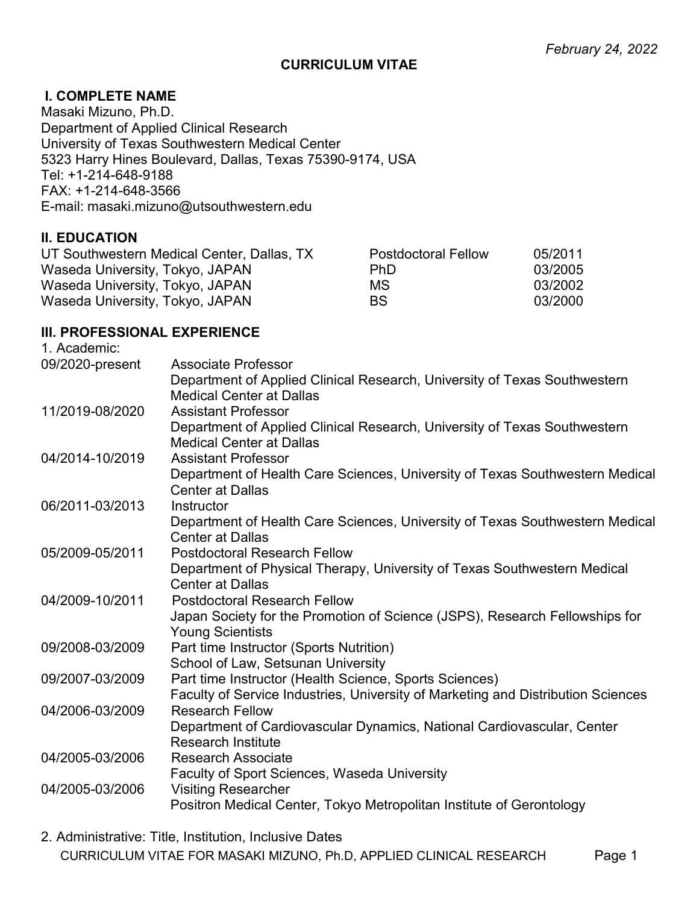*February 24, 2022*

**CURRICULUM VITAE**

## I. COMPLETE NAME

Masaki Mizuno, Ph.D.
Department of Applied Clinical Research
University of Texas Southwestern Medical Center
5323 Harry Hines Boulevard, Dallas, Texas 75390-9174, USA
Tel: +1-214-648-9188
FAX: +1-214-648-3566
E-mail: masaki.mizuno@utsouthwestern.edu

## II. EDUCATION

| | | |
|---|---|---|
| UT Southwestern Medical Center, Dallas, TX | Postdoctoral Fellow | 05/2011 |
| Waseda University, Tokyo, JAPAN | PhD | 03/2005 |
| Waseda University, Tokyo, JAPAN | MS | 03/2002 |
| Waseda University, Tokyo, JAPAN | BS | 03/2000 |

## III. PROFESSIONAL EXPERIENCE

1. Academic:

| | |
|---|---|
| 09/2020-present | Associate Professor<br>Department of Applied Clinical Research, University of Texas Southwestern Medical Center at Dallas |
| 11/2019-08/2020 | Assistant Professor<br>Department of Applied Clinical Research, University of Texas Southwestern Medical Center at Dallas |
| 04/2014-10/2019 | Assistant Professor<br>Department of Health Care Sciences, University of Texas Southwestern Medical Center at Dallas |
| 06/2011-03/2013 | Instructor<br>Department of Health Care Sciences, University of Texas Southwestern Medical Center at Dallas |
| 05/2009-05/2011 | Postdoctoral Research Fellow<br>Department of Physical Therapy, University of Texas Southwestern Medical Center at Dallas |
| 04/2009-10/2011 | Postdoctoral Research Fellow<br>Japan Society for the Promotion of Science (JSPS), Research Fellowships for Young Scientists |
| 09/2008-03/2009 | Part time Instructor (Sports Nutrition)<br>School of Law, Setsunan University |
| 09/2007-03/2009 | Part time Instructor (Health Science, Sports Sciences)<br>Faculty of Service Industries, University of Marketing and Distribution Sciences |
| 04/2006-03/2009 | Research Fellow<br>Department of Cardiovascular Dynamics, National Cardiovascular, Center Research Institute |
| 04/2005-03/2006 | Research Associate<br>Faculty of Sport Sciences, Waseda University |
| 04/2005-03/2006 | Visiting Researcher<br>Positron Medical Center, Tokyo Metropolitan Institute of Gerontology |

2. Administrative: Title, Institution, Inclusive Dates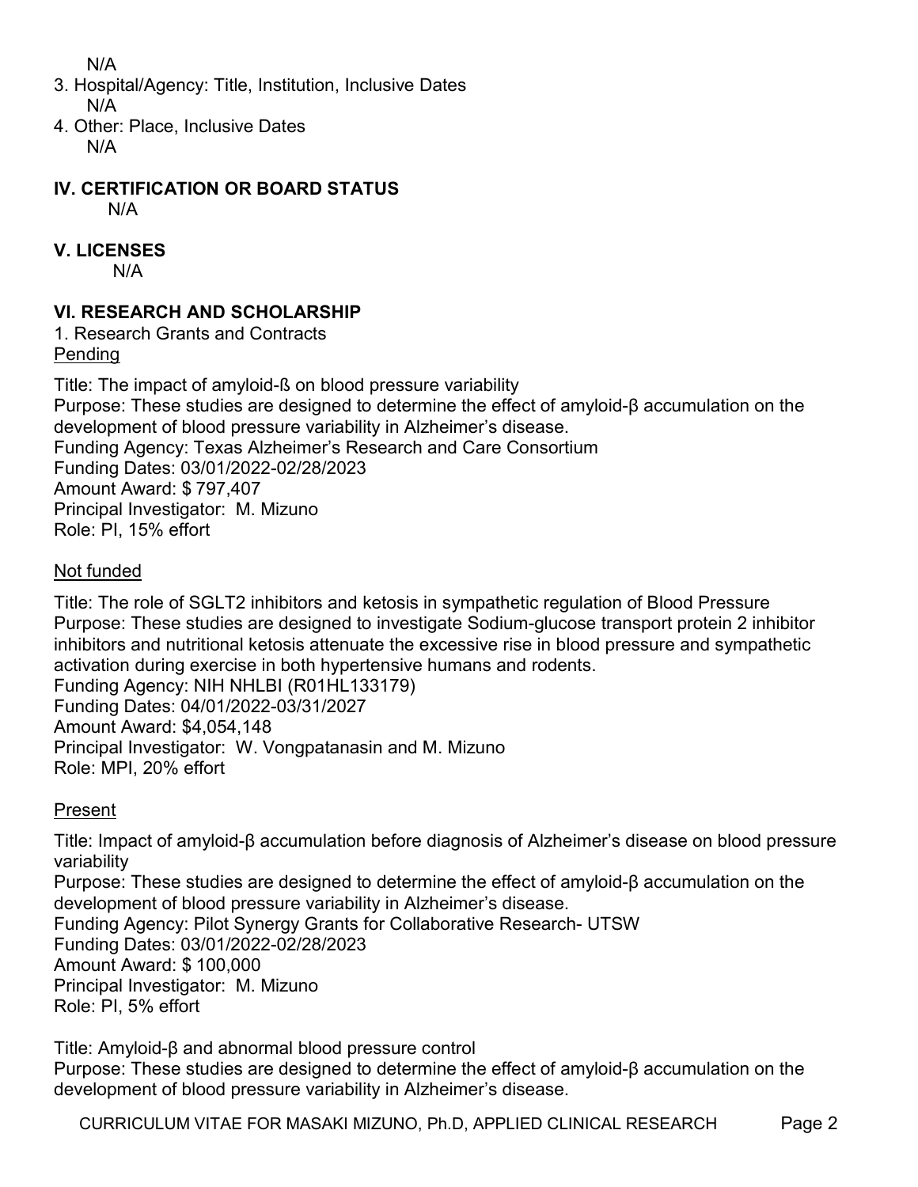N/A

3. Hospital/Agency: Title, Institution, Inclusive Dates
   N/A
4. Other: Place, Inclusive Dates
   N/A

## IV. CERTIFICATION OR BOARD STATUS

N/A

## V. LICENSES

N/A

## VI. RESEARCH AND SCHOLARSHIP

1. Research Grants and Contracts

Pending

Title: The impact of amyloid-ß on blood pressure variability
Purpose: These studies are designed to determine the effect of amyloid-β accumulation on the development of blood pressure variability in Alzheimer's disease.
Funding Agency: Texas Alzheimer's Research and Care Consortium
Funding Dates: 03/01/2022-02/28/2023
Amount Award: $ 797,407
Principal Investigator: M. Mizuno
Role: PI, 15% effort

Not funded

Title: The role of SGLT2 inhibitors and ketosis in sympathetic regulation of Blood Pressure
Purpose: These studies are designed to investigate Sodium-glucose transport protein 2 inhibitor inhibitors and nutritional ketosis attenuate the excessive rise in blood pressure and sympathetic activation during exercise in both hypertensive humans and rodents.
Funding Agency: NIH NHLBI (R01HL133179)
Funding Dates: 04/01/2022-03/31/2027
Amount Award: $4,054,148
Principal Investigator: W. Vongpatanasin and M. Mizuno
Role: MPI, 20% effort

Present

Title: Impact of amyloid-β accumulation before diagnosis of Alzheimer's disease on blood pressure variability
Purpose: These studies are designed to determine the effect of amyloid-β accumulation on the development of blood pressure variability in Alzheimer's disease.
Funding Agency: Pilot Synergy Grants for Collaborative Research- UTSW
Funding Dates: 03/01/2022-02/28/2023
Amount Award: $ 100,000
Principal Investigator: M. Mizuno
Role: PI, 5% effort

Title: Amyloid-β and abnormal blood pressure control
Purpose: These studies are designed to determine the effect of amyloid-β accumulation on the development of blood pressure variability in Alzheimer's disease.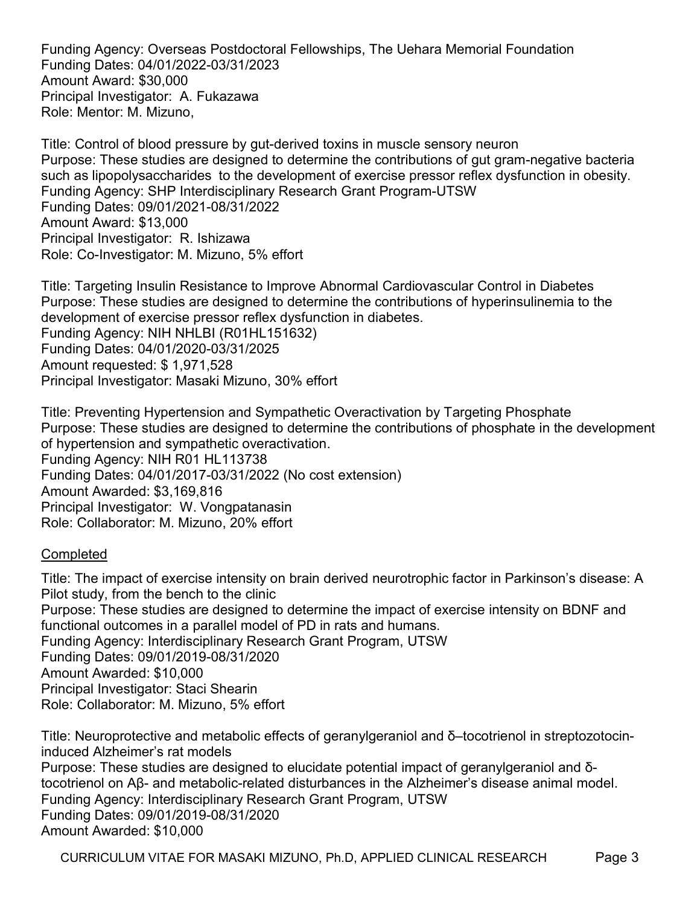Funding Agency: Overseas Postdoctoral Fellowships, The Uehara Memorial Foundation
Funding Dates: 04/01/2022-03/31/2023
Amount Award: $30,000
Principal Investigator: A. Fukazawa
Role: Mentor: M. Mizuno,

Title: Control of blood pressure by gut-derived toxins in muscle sensory neuron
Purpose: These studies are designed to determine the contributions of gut gram-negative bacteria such as lipopolysaccharides to the development of exercise pressor reflex dysfunction in obesity.
Funding Agency: SHP Interdisciplinary Research Grant Program-UTSW
Funding Dates: 09/01/2021-08/31/2022
Amount Award: $13,000
Principal Investigator: R. Ishizawa
Role: Co-Investigator: M. Mizuno, 5% effort

Title: Targeting Insulin Resistance to Improve Abnormal Cardiovascular Control in Diabetes
Purpose: These studies are designed to determine the contributions of hyperinsulinemia to the development of exercise pressor reflex dysfunction in diabetes.
Funding Agency: NIH NHLBI (R01HL151632)
Funding Dates: 04/01/2020-03/31/2025
Amount requested: $ 1,971,528
Principal Investigator: Masaki Mizuno, 30% effort

Title: Preventing Hypertension and Sympathetic Overactivation by Targeting Phosphate
Purpose: These studies are designed to determine the contributions of phosphate in the development of hypertension and sympathetic overactivation.
Funding Agency: NIH R01 HL113738
Funding Dates: 04/01/2017-03/31/2022 (No cost extension)
Amount Awarded: $3,169,816
Principal Investigator: W. Vongpatanasin
Role: Collaborator: M. Mizuno, 20% effort

## Completed

Title: The impact of exercise intensity on brain derived neurotrophic factor in Parkinson's disease: A Pilot study, from the bench to the clinic
Purpose: These studies are designed to determine the impact of exercise intensity on BDNF and functional outcomes in a parallel model of PD in rats and humans.
Funding Agency: Interdisciplinary Research Grant Program, UTSW
Funding Dates: 09/01/2019-08/31/2020
Amount Awarded: $10,000
Principal Investigator: Staci Shearin
Role: Collaborator: M. Mizuno, 5% effort

Title: Neuroprotective and metabolic effects of geranylgeraniol and δ–tocotrienol in streptozotocin-induced Alzheimer's rat models
Purpose: These studies are designed to elucidate potential impact of geranylgeraniol and δ-tocotrienol on Aβ- and metabolic-related disturbances in the Alzheimer's disease animal model.
Funding Agency: Interdisciplinary Research Grant Program, UTSW
Funding Dates: 09/01/2019-08/31/2020
Amount Awarded: $10,000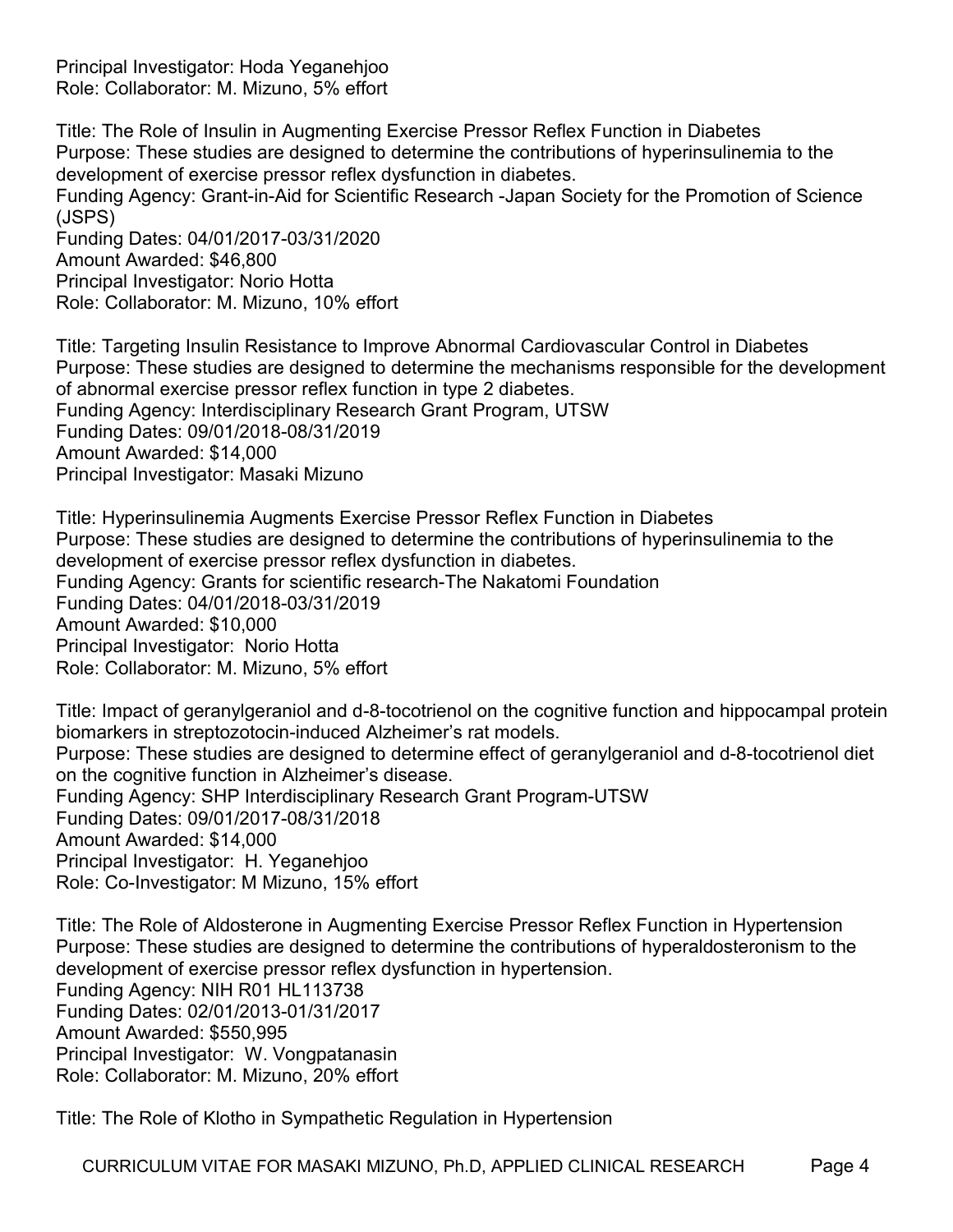Principal Investigator: Hoda Yeganehjoo
Role: Collaborator: M. Mizuno, 5% effort

Title: The Role of Insulin in Augmenting Exercise Pressor Reflex Function in Diabetes
Purpose: These studies are designed to determine the contributions of hyperinsulinemia to the development of exercise pressor reflex dysfunction in diabetes.
Funding Agency: Grant-in-Aid for Scientific Research -Japan Society for the Promotion of Science (JSPS)
Funding Dates: 04/01/2017-03/31/2020
Amount Awarded: $46,800
Principal Investigator: Norio Hotta
Role: Collaborator: M. Mizuno, 10% effort

Title: Targeting Insulin Resistance to Improve Abnormal Cardiovascular Control in Diabetes
Purpose: These studies are designed to determine the mechanisms responsible for the development of abnormal exercise pressor reflex function in type 2 diabetes.
Funding Agency: Interdisciplinary Research Grant Program, UTSW
Funding Dates: 09/01/2018-08/31/2019
Amount Awarded: $14,000
Principal Investigator: Masaki Mizuno

Title: Hyperinsulinemia Augments Exercise Pressor Reflex Function in Diabetes
Purpose: These studies are designed to determine the contributions of hyperinsulinemia to the development of exercise pressor reflex dysfunction in diabetes.
Funding Agency: Grants for scientific research-The Nakatomi Foundation
Funding Dates: 04/01/2018-03/31/2019
Amount Awarded: $10,000
Principal Investigator: Norio Hotta
Role: Collaborator: M. Mizuno, 5% effort

Title: Impact of geranylgeraniol and d-8-tocotrienol on the cognitive function and hippocampal protein biomarkers in streptozotocin-induced Alzheimer's rat models.
Purpose: These studies are designed to determine effect of geranylgeraniol and d-8-tocotrienol diet on the cognitive function in Alzheimer's disease.
Funding Agency: SHP Interdisciplinary Research Grant Program-UTSW
Funding Dates: 09/01/2017-08/31/2018
Amount Awarded: $14,000
Principal Investigator: H. Yeganehjoo
Role: Co-Investigator: M Mizuno, 15% effort

Title: The Role of Aldosterone in Augmenting Exercise Pressor Reflex Function in Hypertension
Purpose: These studies are designed to determine the contributions of hyperaldosteronism to the development of exercise pressor reflex dysfunction in hypertension.
Funding Agency: NIH R01 HL113738
Funding Dates: 02/01/2013-01/31/2017
Amount Awarded: $550,995
Principal Investigator: W. Vongpatanasin
Role: Collaborator: M. Mizuno, 20% effort

Title: The Role of Klotho in Sympathetic Regulation in Hypertension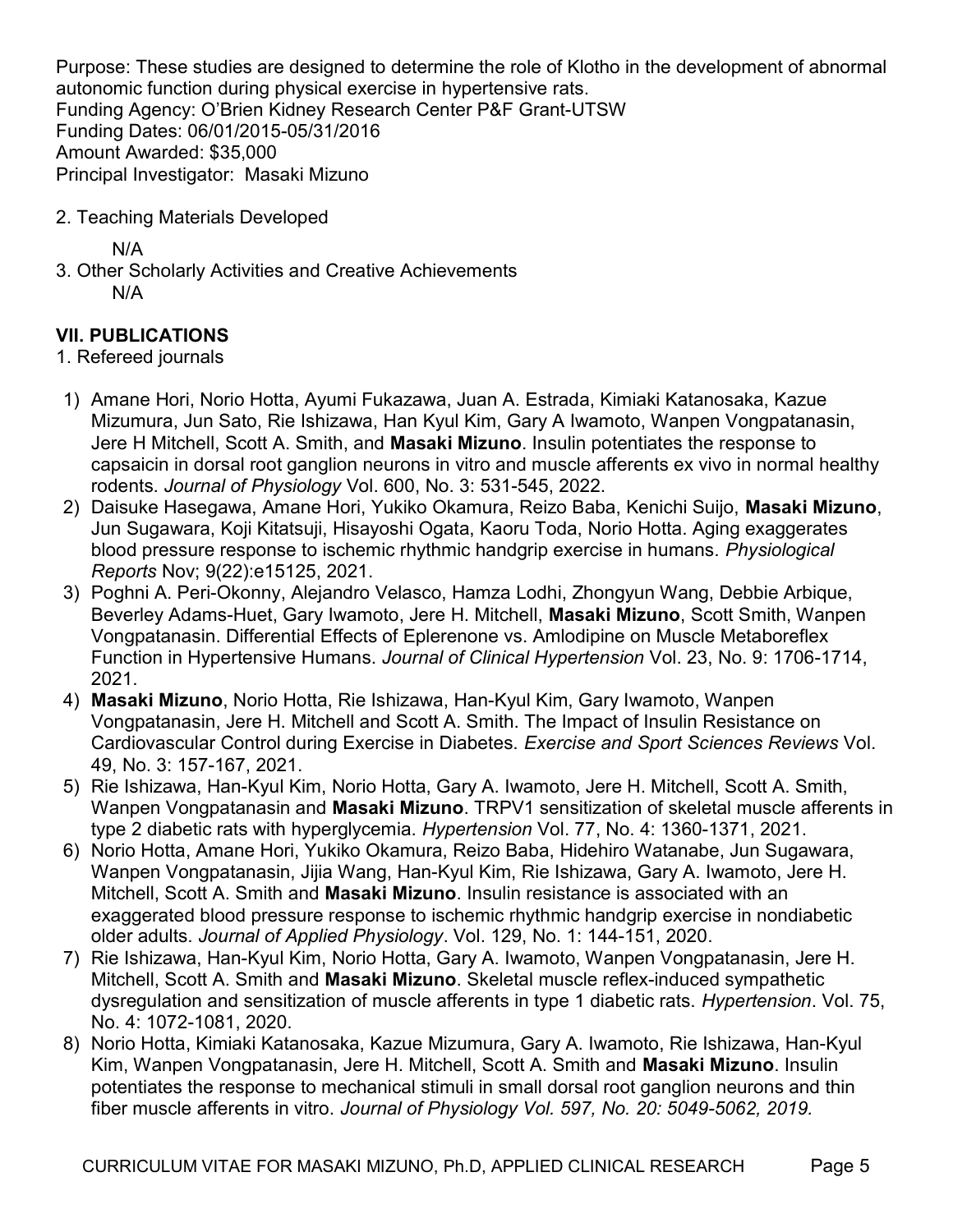Purpose: These studies are designed to determine the role of Klotho in the development of abnormal autonomic function during physical exercise in hypertensive rats.
Funding Agency: O'Brien Kidney Research Center P&F Grant-UTSW
Funding Dates: 06/01/2015-05/31/2016
Amount Awarded: $35,000
Principal Investigator: Masaki Mizuno

2. Teaching Materials Developed

   N/A

3. Other Scholarly Activities and Creative Achievements

   N/A

## VII. PUBLICATIONS

1. Refereed journals

1) Amane Hori, Norio Hotta, Ayumi Fukazawa, Juan A. Estrada, Kimiaki Katanosaka, Kazue Mizumura, Jun Sato, Rie Ishizawa, Han Kyul Kim, Gary A Iwamoto, Wanpen Vongpatanasin, Jere H Mitchell, Scott A. Smith, and **Masaki Mizuno**. Insulin potentiates the response to capsaicin in dorsal root ganglion neurons in vitro and muscle afferents ex vivo in normal healthy rodents. *Journal of Physiology* Vol. 600, No. 3: 531-545, 2022.
2) Daisuke Hasegawa, Amane Hori, Yukiko Okamura, Reizo Baba, Kenichi Suijo, **Masaki Mizuno**, Jun Sugawara, Koji Kitatsuji, Hisayoshi Ogata, Kaoru Toda, Norio Hotta. Aging exaggerates blood pressure response to ischemic rhythmic handgrip exercise in humans. *Physiological Reports* Nov; 9(22):e15125, 2021.
3) Poghni A. Peri-Okonny, Alejandro Velasco, Hamza Lodhi, Zhongyun Wang, Debbie Arbique, Beverley Adams-Huet, Gary Iwamoto, Jere H. Mitchell, **Masaki Mizuno**, Scott Smith, Wanpen Vongpatanasin. Differential Effects of Eplerenone vs. Amlodipine on Muscle Metaboreflex Function in Hypertensive Humans. *Journal of Clinical Hypertension* Vol. 23, No. 9: 1706-1714, 2021.
4) **Masaki Mizuno**, Norio Hotta, Rie Ishizawa, Han-Kyul Kim, Gary Iwamoto, Wanpen Vongpatanasin, Jere H. Mitchell and Scott A. Smith. The Impact of Insulin Resistance on Cardiovascular Control during Exercise in Diabetes. *Exercise and Sport Sciences Reviews* Vol. 49, No. 3: 157-167, 2021.
5) Rie Ishizawa, Han-Kyul Kim, Norio Hotta, Gary A. Iwamoto, Jere H. Mitchell, Scott A. Smith, Wanpen Vongpatanasin and **Masaki Mizuno**. TRPV1 sensitization of skeletal muscle afferents in type 2 diabetic rats with hyperglycemia. *Hypertension* Vol. 77, No. 4: 1360-1371, 2021.
6) Norio Hotta, Amane Hori, Yukiko Okamura, Reizo Baba, Hidehiro Watanabe, Jun Sugawara, Wanpen Vongpatanasin, Jijia Wang, Han-Kyul Kim, Rie Ishizawa, Gary A. Iwamoto, Jere H. Mitchell, Scott A. Smith and **Masaki Mizuno**. Insulin resistance is associated with an exaggerated blood pressure response to ischemic rhythmic handgrip exercise in nondiabetic older adults. *Journal of Applied Physiology*. Vol. 129, No. 1: 144-151, 2020.
7) Rie Ishizawa, Han-Kyul Kim, Norio Hotta, Gary A. Iwamoto, Wanpen Vongpatanasin, Jere H. Mitchell, Scott A. Smith and **Masaki Mizuno**. Skeletal muscle reflex-induced sympathetic dysregulation and sensitization of muscle afferents in type 1 diabetic rats. *Hypertension*. Vol. 75, No. 4: 1072-1081, 2020.
8) Norio Hotta, Kimiaki Katanosaka, Kazue Mizumura, Gary A. Iwamoto, Rie Ishizawa, Han-Kyul Kim, Wanpen Vongpatanasin, Jere H. Mitchell, Scott A. Smith and **Masaki Mizuno**. Insulin potentiates the response to mechanical stimuli in small dorsal root ganglion neurons and thin fiber muscle afferents in vitro. *Journal of Physiology Vol. 597, No. 20: 5049-5062, 2019.*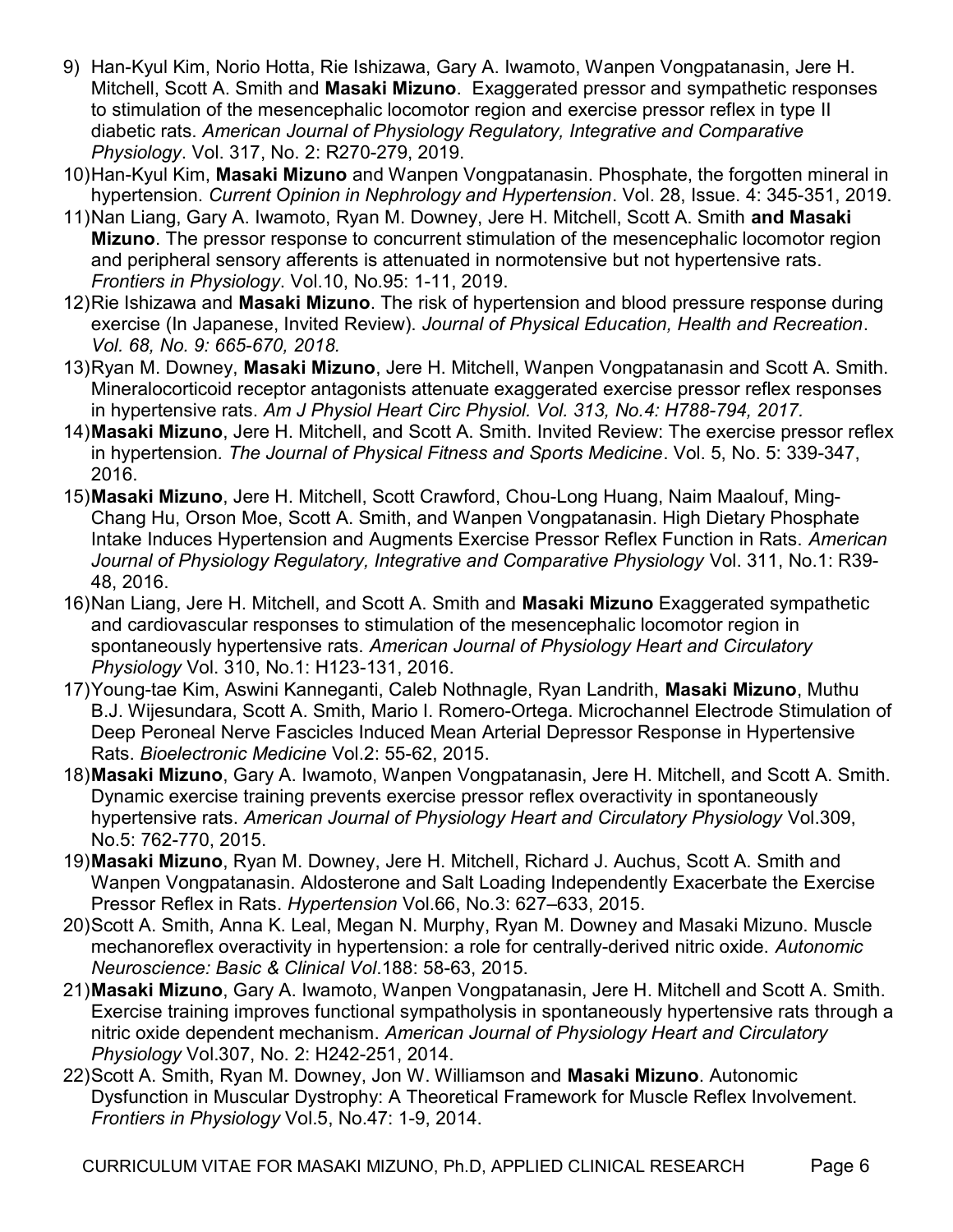9) Han-Kyul Kim, Norio Hotta, Rie Ishizawa, Gary A. Iwamoto, Wanpen Vongpatanasin, Jere H. Mitchell, Scott A. Smith and **Masaki Mizuno**. Exaggerated pressor and sympathetic responses to stimulation of the mesencephalic locomotor region and exercise pressor reflex in type II diabetic rats. *American Journal of Physiology Regulatory, Integrative and Comparative Physiology*. Vol. 317, No. 2: R270-279, 2019.
10) Han-Kyul Kim, **Masaki Mizuno** and Wanpen Vongpatanasin. Phosphate, the forgotten mineral in hypertension. *Current Opinion in Nephrology and Hypertension*. Vol. 28, Issue. 4: 345-351, 2019.
11) Nan Liang, Gary A. Iwamoto, Ryan M. Downey, Jere H. Mitchell, Scott A. Smith **and Masaki Mizuno**. The pressor response to concurrent stimulation of the mesencephalic locomotor region and peripheral sensory afferents is attenuated in normotensive but not hypertensive rats. *Frontiers in Physiology*. Vol.10, No.95: 1-11, 2019.
12) Rie Ishizawa and **Masaki Mizuno**. The risk of hypertension and blood pressure response during exercise (In Japanese, Invited Review). *Journal of Physical Education, Health and Recreation*. *Vol. 68, No. 9: 665-670, 2018.*
13) Ryan M. Downey, **Masaki Mizuno**, Jere H. Mitchell, Wanpen Vongpatanasin and Scott A. Smith. Mineralocorticoid receptor antagonists attenuate exaggerated exercise pressor reflex responses in hypertensive rats. *Am J Physiol Heart Circ Physiol. Vol. 313, No.4: H788-794, 2017.*
14) **Masaki Mizuno**, Jere H. Mitchell, and Scott A. Smith. Invited Review: The exercise pressor reflex in hypertension. *The Journal of Physical Fitness and Sports Medicine*. Vol. 5, No. 5: 339-347, 2016.
15) **Masaki Mizuno**, Jere H. Mitchell, Scott Crawford, Chou-Long Huang, Naim Maalouf, Ming-Chang Hu, Orson Moe, Scott A. Smith, and Wanpen Vongpatanasin. High Dietary Phosphate Intake Induces Hypertension and Augments Exercise Pressor Reflex Function in Rats. *American Journal of Physiology Regulatory, Integrative and Comparative Physiology* Vol. 311, No.1: R39-48, 2016.
16) Nan Liang, Jere H. Mitchell, and Scott A. Smith and **Masaki Mizuno** Exaggerated sympathetic and cardiovascular responses to stimulation of the mesencephalic locomotor region in spontaneously hypertensive rats. *American Journal of Physiology Heart and Circulatory Physiology* Vol. 310, No.1: H123-131, 2016.
17) Young-tae Kim, Aswini Kanneganti, Caleb Nothnagle, Ryan Landrith, **Masaki Mizuno**, Muthu B.J. Wijesundara, Scott A. Smith, Mario I. Romero-Ortega. Microchannel Electrode Stimulation of Deep Peroneal Nerve Fascicles Induced Mean Arterial Depressor Response in Hypertensive Rats. *Bioelectronic Medicine* Vol.2: 55-62, 2015.
18) **Masaki Mizuno**, Gary A. Iwamoto, Wanpen Vongpatanasin, Jere H. Mitchell, and Scott A. Smith. Dynamic exercise training prevents exercise pressor reflex overactivity in spontaneously hypertensive rats. *American Journal of Physiology Heart and Circulatory Physiology* Vol.309, No.5: 762-770, 2015.
19) **Masaki Mizuno**, Ryan M. Downey, Jere H. Mitchell, Richard J. Auchus, Scott A. Smith and Wanpen Vongpatanasin. Aldosterone and Salt Loading Independently Exacerbate the Exercise Pressor Reflex in Rats. *Hypertension* Vol.66, No.3: 627–633, 2015.
20) Scott A. Smith, Anna K. Leal, Megan N. Murphy, Ryan M. Downey and Masaki Mizuno. Muscle mechanoreflex overactivity in hypertension: a role for centrally-derived nitric oxide. *Autonomic Neuroscience: Basic & Clinical Vol*.188: 58-63, 2015.
21) **Masaki Mizuno**, Gary A. Iwamoto, Wanpen Vongpatanasin, Jere H. Mitchell and Scott A. Smith. Exercise training improves functional sympatholysis in spontaneously hypertensive rats through a nitric oxide dependent mechanism. *American Journal of Physiology Heart and Circulatory Physiology* Vol.307, No. 2: H242-251, 2014.
22) Scott A. Smith, Ryan M. Downey, Jon W. Williamson and **Masaki Mizuno**. Autonomic Dysfunction in Muscular Dystrophy: A Theoretical Framework for Muscle Reflex Involvement. *Frontiers in Physiology* Vol.5, No.47: 1-9, 2014.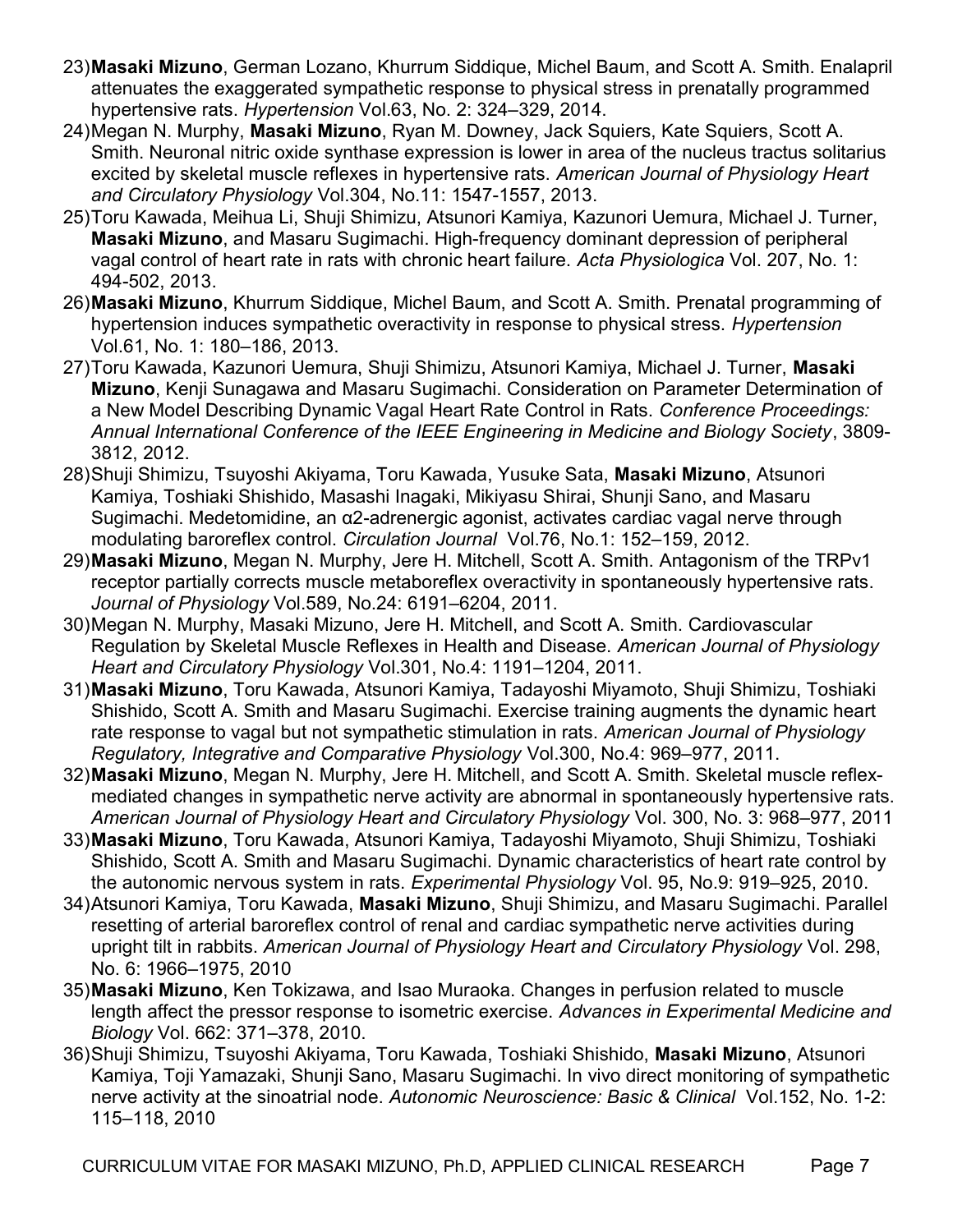23) **Masaki Mizuno**, German Lozano, Khurrum Siddique, Michel Baum, and Scott A. Smith. Enalapril attenuates the exaggerated sympathetic response to physical stress in prenatally programmed hypertensive rats. *Hypertension* Vol.63, No. 2: 324–329, 2014.
24) Megan N. Murphy, **Masaki Mizuno**, Ryan M. Downey, Jack Squiers, Kate Squiers, Scott A. Smith. Neuronal nitric oxide synthase expression is lower in area of the nucleus tractus solitarius excited by skeletal muscle reflexes in hypertensive rats. *American Journal of Physiology Heart and Circulatory Physiology* Vol.304, No.11: 1547-1557, 2013.
25) Toru Kawada, Meihua Li, Shuji Shimizu, Atsunori Kamiya, Kazunori Uemura, Michael J. Turner, **Masaki Mizuno**, and Masaru Sugimachi. High-frequency dominant depression of peripheral vagal control of heart rate in rats with chronic heart failure. *Acta Physiologica* Vol. 207, No. 1: 494-502, 2013.
26) **Masaki Mizuno**, Khurrum Siddique, Michel Baum, and Scott A. Smith. Prenatal programming of hypertension induces sympathetic overactivity in response to physical stress. *Hypertension* Vol.61, No. 1: 180–186, 2013.
27) Toru Kawada, Kazunori Uemura, Shuji Shimizu, Atsunori Kamiya, Michael J. Turner, **Masaki Mizuno**, Kenji Sunagawa and Masaru Sugimachi. Consideration on Parameter Determination of a New Model Describing Dynamic Vagal Heart Rate Control in Rats. *Conference Proceedings: Annual International Conference of the IEEE Engineering in Medicine and Biology Society*, 3809-3812, 2012.
28) Shuji Shimizu, Tsuyoshi Akiyama, Toru Kawada, Yusuke Sata, **Masaki Mizuno**, Atsunori Kamiya, Toshiaki Shishido, Masashi Inagaki, Mikiyasu Shirai, Shunji Sano, and Masaru Sugimachi. Medetomidine, an α2-adrenergic agonist, activates cardiac vagal nerve through modulating baroreflex control. *Circulation Journal* Vol.76, No.1: 152–159, 2012.
29) **Masaki Mizuno**, Megan N. Murphy, Jere H. Mitchell, Scott A. Smith. Antagonism of the TRPv1 receptor partially corrects muscle metaboreflex overactivity in spontaneously hypertensive rats. *Journal of Physiology* Vol.589, No.24: 6191–6204, 2011.
30) Megan N. Murphy, Masaki Mizuno, Jere H. Mitchell, and Scott A. Smith. Cardiovascular Regulation by Skeletal Muscle Reflexes in Health and Disease. *American Journal of Physiology Heart and Circulatory Physiology* Vol.301, No.4: 1191–1204, 2011.
31) **Masaki Mizuno**, Toru Kawada, Atsunori Kamiya, Tadayoshi Miyamoto, Shuji Shimizu, Toshiaki Shishido, Scott A. Smith and Masaru Sugimachi. Exercise training augments the dynamic heart rate response to vagal but not sympathetic stimulation in rats. *American Journal of Physiology Regulatory, Integrative and Comparative Physiology* Vol.300, No.4: 969–977, 2011.
32) **Masaki Mizuno**, Megan N. Murphy, Jere H. Mitchell, and Scott A. Smith. Skeletal muscle reflex-mediated changes in sympathetic nerve activity are abnormal in spontaneously hypertensive rats. *American Journal of Physiology Heart and Circulatory Physiology* Vol. 300, No. 3: 968–977, 2011
33) **Masaki Mizuno**, Toru Kawada, Atsunori Kamiya, Tadayoshi Miyamoto, Shuji Shimizu, Toshiaki Shishido, Scott A. Smith and Masaru Sugimachi. Dynamic characteristics of heart rate control by the autonomic nervous system in rats. *Experimental Physiology* Vol. 95, No.9: 919–925, 2010.
34) Atsunori Kamiya, Toru Kawada, **Masaki Mizuno**, Shuji Shimizu, and Masaru Sugimachi. Parallel resetting of arterial baroreflex control of renal and cardiac sympathetic nerve activities during upright tilt in rabbits. *American Journal of Physiology Heart and Circulatory Physiology* Vol. 298, No. 6: 1966–1975, 2010
35) **Masaki Mizuno**, Ken Tokizawa, and Isao Muraoka. Changes in perfusion related to muscle length affect the pressor response to isometric exercise. *Advances in Experimental Medicine and Biology* Vol. 662: 371–378, 2010.
36) Shuji Shimizu, Tsuyoshi Akiyama, Toru Kawada, Toshiaki Shishido, **Masaki Mizuno**, Atsunori Kamiya, Toji Yamazaki, Shunji Sano, Masaru Sugimachi. In vivo direct monitoring of sympathetic nerve activity at the sinoatrial node. *Autonomic Neuroscience: Basic & Clinical* Vol.152, No. 1-2: 115–118, 2010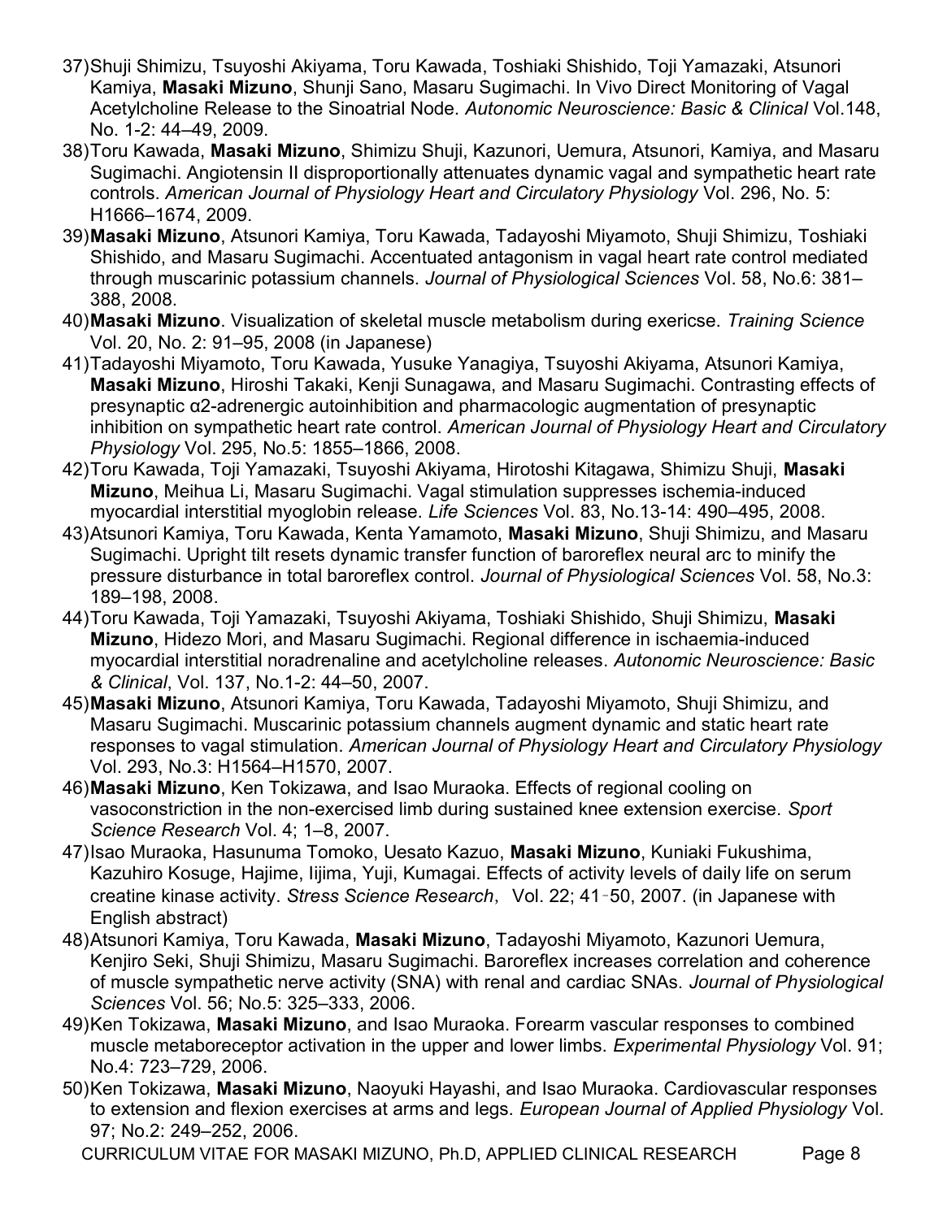37) Shuji Shimizu, Tsuyoshi Akiyama, Toru Kawada, Toshiaki Shishido, Toji Yamazaki, Atsunori Kamiya, **Masaki Mizuno**, Shunji Sano, Masaru Sugimachi. In Vivo Direct Monitoring of Vagal Acetylcholine Release to the Sinoatrial Node. *Autonomic Neuroscience: Basic & Clinical* Vol.148, No. 1-2: 44–49, 2009.
38) Toru Kawada, **Masaki Mizuno**, Shimizu Shuji, Kazunori, Uemura, Atsunori, Kamiya, and Masaru Sugimachi. Angiotensin II disproportionally attenuates dynamic vagal and sympathetic heart rate controls. *American Journal of Physiology Heart and Circulatory Physiology* Vol. 296, No. 5: H1666–1674, 2009.
39) **Masaki Mizuno**, Atsunori Kamiya, Toru Kawada, Tadayoshi Miyamoto, Shuji Shimizu, Toshiaki Shishido, and Masaru Sugimachi. Accentuated antagonism in vagal heart rate control mediated through muscarinic potassium channels. *Journal of Physiological Sciences* Vol. 58, No.6: 381–388, 2008.
40) **Masaki Mizuno**. Visualization of skeletal muscle metabolism during exericse. *Training Science* Vol. 20, No. 2: 91–95, 2008 (in Japanese)
41) Tadayoshi Miyamoto, Toru Kawada, Yusuke Yanagiya, Tsuyoshi Akiyama, Atsunori Kamiya, **Masaki Mizuno**, Hiroshi Takaki, Kenji Sunagawa, and Masaru Sugimachi. Contrasting effects of presynaptic α2-adrenergic autoinhibition and pharmacologic augmentation of presynaptic inhibition on sympathetic heart rate control. *American Journal of Physiology Heart and Circulatory Physiology* Vol. 295, No.5: 1855–1866, 2008.
42) Toru Kawada, Toji Yamazaki, Tsuyoshi Akiyama, Hirotoshi Kitagawa, Shimizu Shuji, **Masaki Mizuno**, Meihua Li, Masaru Sugimachi. Vagal stimulation suppresses ischemia-induced myocardial interstitial myoglobin release. *Life Sciences* Vol. 83, No.13-14: 490–495, 2008.
43) Atsunori Kamiya, Toru Kawada, Kenta Yamamoto, **Masaki Mizuno**, Shuji Shimizu, and Masaru Sugimachi. Upright tilt resets dynamic transfer function of baroreflex neural arc to minify the pressure disturbance in total baroreflex control. *Journal of Physiological Sciences* Vol. 58, No.3: 189–198, 2008.
44) Toru Kawada, Toji Yamazaki, Tsuyoshi Akiyama, Toshiaki Shishido, Shuji Shimizu, **Masaki Mizuno**, Hidezo Mori, and Masaru Sugimachi. Regional difference in ischaemia-induced myocardial interstitial noradrenaline and acetylcholine releases. *Autonomic Neuroscience: Basic & Clinical*, Vol. 137, No.1-2: 44–50, 2007.
45) **Masaki Mizuno**, Atsunori Kamiya, Toru Kawada, Tadayoshi Miyamoto, Shuji Shimizu, and Masaru Sugimachi. Muscarinic potassium channels augment dynamic and static heart rate responses to vagal stimulation. *American Journal of Physiology Heart and Circulatory Physiology* Vol. 293, No.3: H1564–H1570, 2007.
46) **Masaki Mizuno**, Ken Tokizawa, and Isao Muraoka. Effects of regional cooling on vasoconstriction in the non-exercised limb during sustained knee extension exercise. *Sport Science Research* Vol. 4; 1–8, 2007.
47) Isao Muraoka, Hasunuma Tomoko, Uesato Kazuo, **Masaki Mizuno**, Kuniaki Fukushima, Kazuhiro Kosuge, Hajime, Iijima, Yuji, Kumagai. Effects of activity levels of daily life on serum creatine kinase activity. *Stress Science Research*, Vol. 22; 41‑50, 2007. (in Japanese with English abstract)
48) Atsunori Kamiya, Toru Kawada, **Masaki Mizuno**, Tadayoshi Miyamoto, Kazunori Uemura, Kenjiro Seki, Shuji Shimizu, Masaru Sugimachi. Baroreflex increases correlation and coherence of muscle sympathetic nerve activity (SNA) with renal and cardiac SNAs. *Journal of Physiological Sciences* Vol. 56; No.5: 325–333, 2006.
49) Ken Tokizawa, **Masaki Mizuno**, and Isao Muraoka. Forearm vascular responses to combined muscle metaboreceptor activation in the upper and lower limbs. *Experimental Physiology* Vol. 91; No.4: 723–729, 2006.
50) Ken Tokizawa, **Masaki Mizuno**, Naoyuki Hayashi, and Isao Muraoka. Cardiovascular responses to extension and flexion exercises at arms and legs. *European Journal of Applied Physiology* Vol. 97; No.2: 249–252, 2006.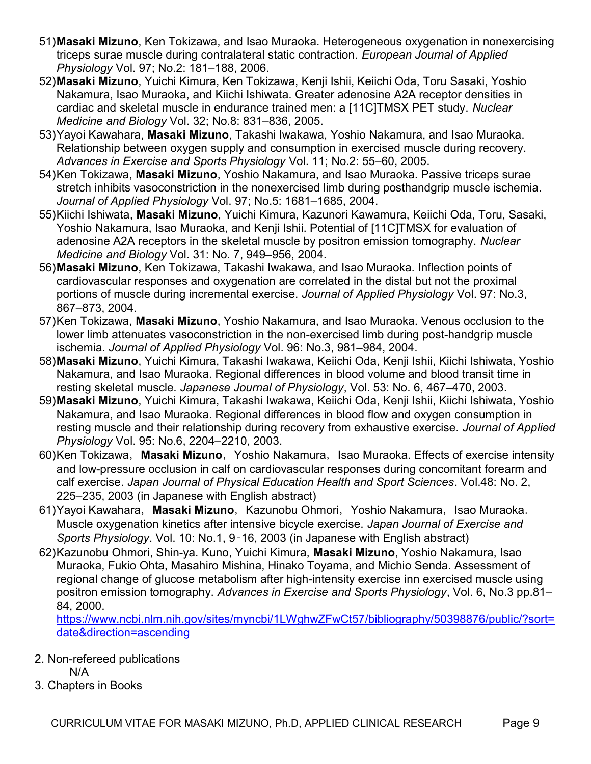51) **Masaki Mizuno**, Ken Tokizawa, and Isao Muraoka. Heterogeneous oxygenation in nonexercising triceps surae muscle during contralateral static contraction. *European Journal of Applied Physiology* Vol. 97; No.2: 181–188, 2006.

52) **Masaki Mizuno**, Yuichi Kimura, Ken Tokizawa, Kenji Ishii, Keiichi Oda, Toru Sasaki, Yoshio Nakamura, Isao Muraoka, and Kiichi Ishiwata. Greater adenosine A2A receptor densities in cardiac and skeletal muscle in endurance trained men: a [11C]TMSX PET study. *Nuclear Medicine and Biology* Vol. 32; No.8: 831–836, 2005.

53) Yayoi Kawahara, **Masaki Mizuno**, Takashi Iwakawa, Yoshio Nakamura, and Isao Muraoka. Relationship between oxygen supply and consumption in exercised muscle during recovery. *Advances in Exercise and Sports Physiology* Vol. 11; No.2: 55–60, 2005.

54) Ken Tokizawa, **Masaki Mizuno**, Yoshio Nakamura, and Isao Muraoka. Passive triceps surae stretch inhibits vasoconstriction in the nonexercised limb during posthandgrip muscle ischemia. *Journal of Applied Physiology* Vol. 97; No.5: 1681–1685, 2004.

55) Kiichi Ishiwata, **Masaki Mizuno**, Yuichi Kimura, Kazunori Kawamura, Keiichi Oda, Toru, Sasaki, Yoshio Nakamura, Isao Muraoka, and Kenji Ishii. Potential of [11C]TMSX for evaluation of adenosine A2A receptors in the skeletal muscle by positron emission tomography. *Nuclear Medicine and Biology* Vol. 31: No. 7, 949–956, 2004.

56) **Masaki Mizuno**, Ken Tokizawa, Takashi Iwakawa, and Isao Muraoka. Inflection points of cardiovascular responses and oxygenation are correlated in the distal but not the proximal portions of muscle during incremental exercise. *Journal of Applied Physiology* Vol. 97: No.3, 867–873, 2004.

57) Ken Tokizawa, **Masaki Mizuno**, Yoshio Nakamura, and Isao Muraoka. Venous occlusion to the lower limb attenuates vasoconstriction in the non-exercised limb during post-handgrip muscle ischemia. *Journal of Applied Physiology* Vol. 96: No.3, 981–984, 2004.

58) **Masaki Mizuno**, Yuichi Kimura, Takashi Iwakawa, Keiichi Oda, Kenji Ishii, Kiichi Ishiwata, Yoshio Nakamura, and Isao Muraoka. Regional differences in blood volume and blood transit time in resting skeletal muscle. *Japanese Journal of Physiology*, Vol. 53: No. 6, 467–470, 2003.

59) **Masaki Mizuno**, Yuichi Kimura, Takashi Iwakawa, Keiichi Oda, Kenji Ishii, Kiichi Ishiwata, Yoshio Nakamura, and Isao Muraoka. Regional differences in blood flow and oxygen consumption in resting muscle and their relationship during recovery from exhaustive exercise. *Journal of Applied Physiology* Vol. 95: No.6, 2204–2210, 2003.

60) Ken Tokizawa, **Masaki Mizuno**, Yoshio Nakamura, Isao Muraoka. Effects of exercise intensity and low-pressure occlusion in calf on cardiovascular responses during concomitant forearm and calf exercise. *Japan Journal of Physical Education Health and Sport Sciences*. Vol.48: No. 2, 225–235, 2003 (in Japanese with English abstract)

61) Yayoi Kawahara, **Masaki Mizuno**, Kazunobu Ohmori, Yoshio Nakamura, Isao Muraoka. Muscle oxygenation kinetics after intensive bicycle exercise. *Japan Journal of Exercise and Sports Physiology*. Vol. 10: No.1, 9–16, 2003 (in Japanese with English abstract)

62) Kazunobu Ohmori, Shin-ya. Kuno, Yuichi Kimura, **Masaki Mizuno**, Yoshio Nakamura, Isao Muraoka, Fukio Ohta, Masahiro Mishina, Hinako Toyama, and Michio Senda. Assessment of regional change of glucose metabolism after high-intensity exercise inn exercised muscle using positron emission tomography. *Advances in Exercise and Sports Physiology*, Vol. 6, No.3 pp.81–84, 2000.

https://www.ncbi.nlm.nih.gov/sites/myncbi/1LWghwZFwCt57/bibliography/50398876/public/?sort=date&direction=ascending

2. Non-refereed publications

N/A

3. Chapters in Books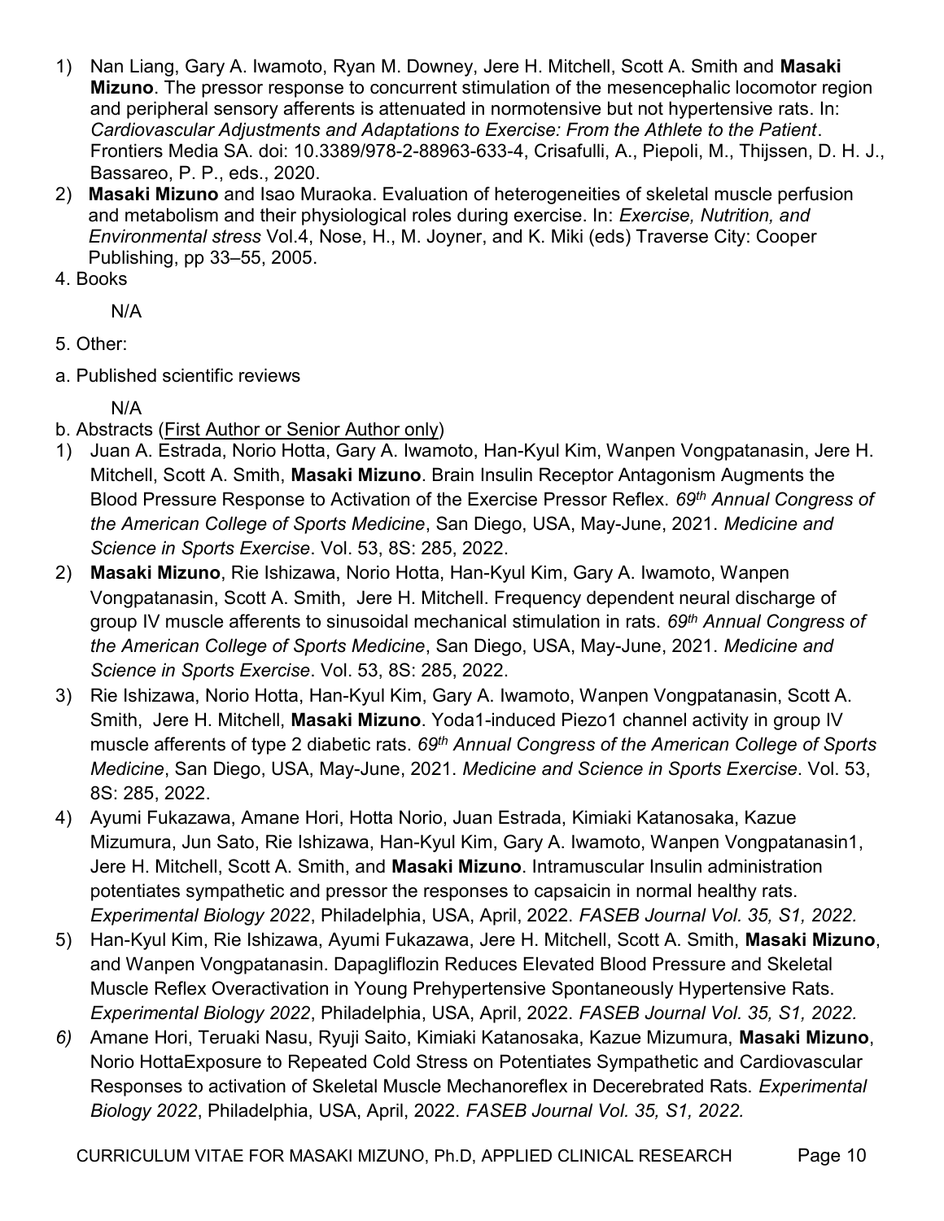1) Nan Liang, Gary A. Iwamoto, Ryan M. Downey, Jere H. Mitchell, Scott A. Smith and **Masaki Mizuno**. The pressor response to concurrent stimulation of the mesencephalic locomotor region and peripheral sensory afferents is attenuated in normotensive but not hypertensive rats. In: *Cardiovascular Adjustments and Adaptations to Exercise: From the Athlete to the Patient*. Frontiers Media SA. doi: 10.3389/978-2-88963-633-4, Crisafulli, A., Piepoli, M., Thijssen, D. H. J., Bassareo, P. P., eds., 2020.
2) **Masaki Mizuno** and Isao Muraoka. Evaluation of heterogeneities of skeletal muscle perfusion and metabolism and their physiological roles during exercise. In: *Exercise, Nutrition, and Environmental stress* Vol.4, Nose, H., M. Joyner, and K. Miki (eds) Traverse City: Cooper Publishing, pp 33–55, 2005.

4. Books

N/A

5. Other:

a. Published scientific reviews

N/A

b. Abstracts (First Author or Senior Author only)

1) Juan A. Estrada, Norio Hotta, Gary A. Iwamoto, Han-Kyul Kim, Wanpen Vongpatanasin, Jere H. Mitchell, Scott A. Smith, **Masaki Mizuno**. Brain Insulin Receptor Antagonism Augments the Blood Pressure Response to Activation of the Exercise Pressor Reflex. *69th Annual Congress of the American College of Sports Medicine*, San Diego, USA, May-June, 2021. *Medicine and Science in Sports Exercise*. Vol. 53, 8S: 285, 2022.
2) **Masaki Mizuno**, Rie Ishizawa, Norio Hotta, Han-Kyul Kim, Gary A. Iwamoto, Wanpen Vongpatanasin, Scott A. Smith, Jere H. Mitchell. Frequency dependent neural discharge of group IV muscle afferents to sinusoidal mechanical stimulation in rats. *69th Annual Congress of the American College of Sports Medicine*, San Diego, USA, May-June, 2021. *Medicine and Science in Sports Exercise*. Vol. 53, 8S: 285, 2022.
3) Rie Ishizawa, Norio Hotta, Han-Kyul Kim, Gary A. Iwamoto, Wanpen Vongpatanasin, Scott A. Smith, Jere H. Mitchell, **Masaki Mizuno**. Yoda1-induced Piezo1 channel activity in group IV muscle afferents of type 2 diabetic rats. *69th Annual Congress of the American College of Sports Medicine*, San Diego, USA, May-June, 2021. *Medicine and Science in Sports Exercise*. Vol. 53, 8S: 285, 2022.
4) Ayumi Fukazawa, Amane Hori, Hotta Norio, Juan Estrada, Kimiaki Katanosaka, Kazue Mizumura, Jun Sato, Rie Ishizawa, Han-Kyul Kim, Gary A. Iwamoto, Wanpen Vongpatanasin1, Jere H. Mitchell, Scott A. Smith, and **Masaki Mizuno**. Intramuscular Insulin administration potentiates sympathetic and pressor the responses to capsaicin in normal healthy rats. *Experimental Biology 2022*, Philadelphia, USA, April, 2022. *FASEB Journal Vol. 35, S1, 2022.*
5) Han-Kyul Kim, Rie Ishizawa, Ayumi Fukazawa, Jere H. Mitchell, Scott A. Smith, **Masaki Mizuno**, and Wanpen Vongpatanasin. Dapagliflozin Reduces Elevated Blood Pressure and Skeletal Muscle Reflex Overactivation in Young Prehypertensive Spontaneously Hypertensive Rats. *Experimental Biology 2022*, Philadelphia, USA, April, 2022. *FASEB Journal Vol. 35, S1, 2022.*
6) Amane Hori, Teruaki Nasu, Ryuji Saito, Kimiaki Katanosaka, Kazue Mizumura, **Masaki Mizuno**, Norio HottaExposure to Repeated Cold Stress on Potentiates Sympathetic and Cardiovascular Responses to activation of Skeletal Muscle Mechanoreflex in Decerebrated Rats. *Experimental Biology 2022*, Philadelphia, USA, April, 2022. *FASEB Journal Vol. 35, S1, 2022.*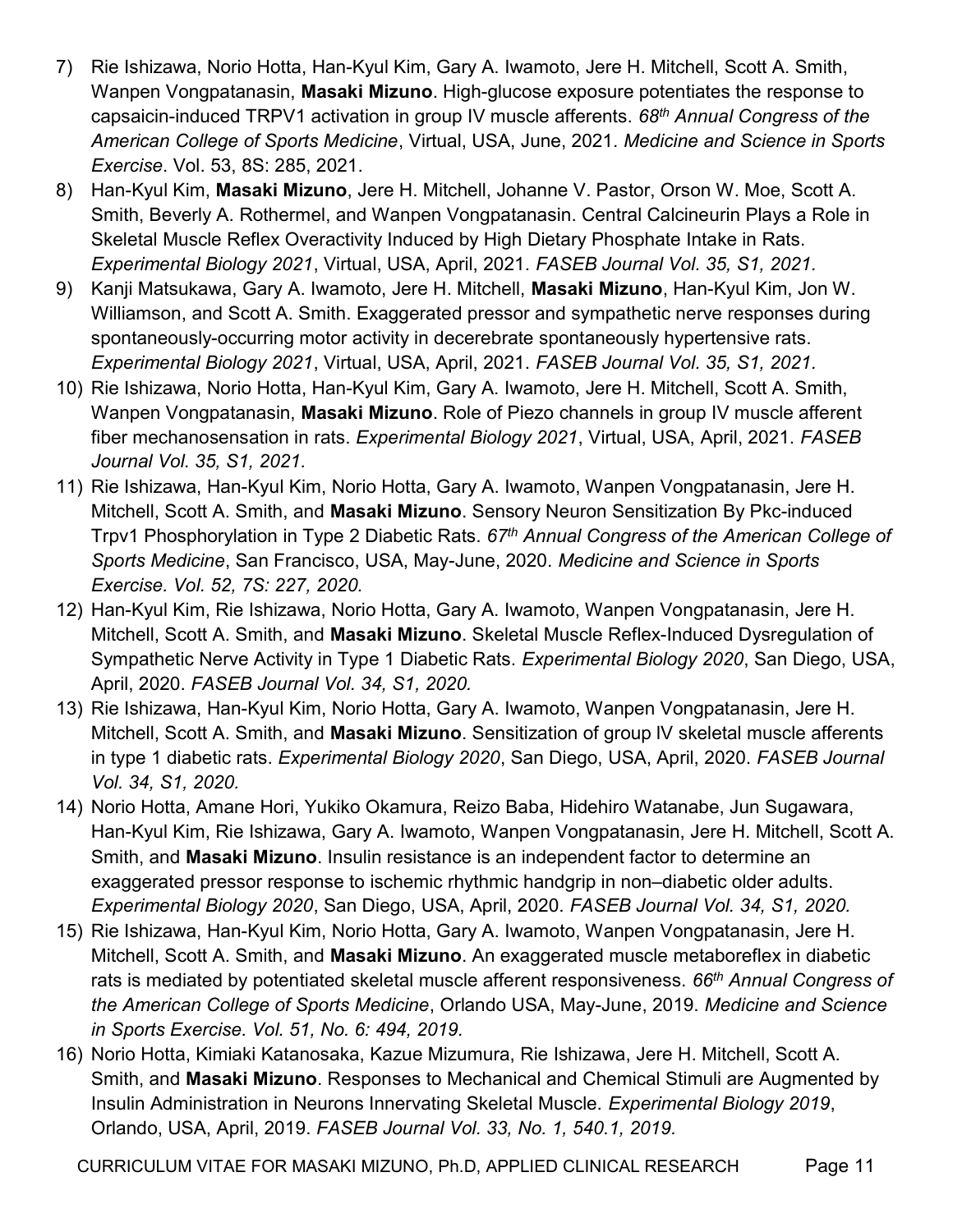7) Rie Ishizawa, Norio Hotta, Han-Kyul Kim, Gary A. Iwamoto, Jere H. Mitchell, Scott A. Smith, Wanpen Vongpatanasin, **Masaki Mizuno**. High-glucose exposure potentiates the response to capsaicin-induced TRPV1 activation in group IV muscle afferents. *68th Annual Congress of the American College of Sports Medicine*, Virtual, USA, June, 2021. *Medicine and Science in Sports Exercise*. Vol. 53, 8S: 285, 2021.
8) Han-Kyul Kim, **Masaki Mizuno**, Jere H. Mitchell, Johanne V. Pastor, Orson W. Moe, Scott A. Smith, Beverly A. Rothermel, and Wanpen Vongpatanasin. Central Calcineurin Plays a Role in Skeletal Muscle Reflex Overactivity Induced by High Dietary Phosphate Intake in Rats. *Experimental Biology 2021*, Virtual, USA, April, 2021. *FASEB Journal Vol. 35, S1, 2021.*
9) Kanji Matsukawa, Gary A. Iwamoto, Jere H. Mitchell, **Masaki Mizuno**, Han-Kyul Kim, Jon W. Williamson, and Scott A. Smith. Exaggerated pressor and sympathetic nerve responses during spontaneously-occurring motor activity in decerebrate spontaneously hypertensive rats. *Experimental Biology 2021*, Virtual, USA, April, 2021. *FASEB Journal Vol. 35, S1, 2021.*
10) Rie Ishizawa, Norio Hotta, Han-Kyul Kim, Gary A. Iwamoto, Jere H. Mitchell, Scott A. Smith, Wanpen Vongpatanasin, **Masaki Mizuno**. Role of Piezo channels in group IV muscle afferent fiber mechanosensation in rats. *Experimental Biology 2021*, Virtual, USA, April, 2021. *FASEB Journal Vol. 35, S1, 2021.*
11) Rie Ishizawa, Han-Kyul Kim, Norio Hotta, Gary A. Iwamoto, Wanpen Vongpatanasin, Jere H. Mitchell, Scott A. Smith, and **Masaki Mizuno**. Sensory Neuron Sensitization By Pkc-induced Trpv1 Phosphorylation in Type 2 Diabetic Rats. *67th Annual Congress of the American College of Sports Medicine*, San Francisco, USA, May-June, 2020. *Medicine and Science in Sports Exercise. Vol. 52, 7S: 227, 2020.*
12) Han-Kyul Kim, Rie Ishizawa, Norio Hotta, Gary A. Iwamoto, Wanpen Vongpatanasin, Jere H. Mitchell, Scott A. Smith, and **Masaki Mizuno**. Skeletal Muscle Reflex-Induced Dysregulation of Sympathetic Nerve Activity in Type 1 Diabetic Rats. *Experimental Biology 2020*, San Diego, USA, April, 2020. *FASEB Journal Vol. 34, S1, 2020.*
13) Rie Ishizawa, Han-Kyul Kim, Norio Hotta, Gary A. Iwamoto, Wanpen Vongpatanasin, Jere H. Mitchell, Scott A. Smith, and **Masaki Mizuno**. Sensitization of group IV skeletal muscle afferents in type 1 diabetic rats. *Experimental Biology 2020*, San Diego, USA, April, 2020. *FASEB Journal Vol. 34, S1, 2020.*
14) Norio Hotta, Amane Hori, Yukiko Okamura, Reizo Baba, Hidehiro Watanabe, Jun Sugawara, Han-Kyul Kim, Rie Ishizawa, Gary A. Iwamoto, Wanpen Vongpatanasin, Jere H. Mitchell, Scott A. Smith, and **Masaki Mizuno**. Insulin resistance is an independent factor to determine an exaggerated pressor response to ischemic rhythmic handgrip in non–diabetic older adults. *Experimental Biology 2020*, San Diego, USA, April, 2020. *FASEB Journal Vol. 34, S1, 2020.*
15) Rie Ishizawa, Han-Kyul Kim, Norio Hotta, Gary A. Iwamoto, Wanpen Vongpatanasin, Jere H. Mitchell, Scott A. Smith, and **Masaki Mizuno**. An exaggerated muscle metaboreflex in diabetic rats is mediated by potentiated skeletal muscle afferent responsiveness. *66th Annual Congress of the American College of Sports Medicine*, Orlando USA, May-June, 2019. *Medicine and Science in Sports Exercise. Vol. 51, No. 6: 494, 2019.*
16) Norio Hotta, Kimiaki Katanosaka, Kazue Mizumura, Rie Ishizawa, Jere H. Mitchell, Scott A. Smith, and **Masaki Mizuno**. Responses to Mechanical and Chemical Stimuli are Augmented by Insulin Administration in Neurons Innervating Skeletal Muscle. *Experimental Biology 2019*, Orlando, USA, April, 2019. *FASEB Journal Vol. 33, No. 1, 540.1, 2019.*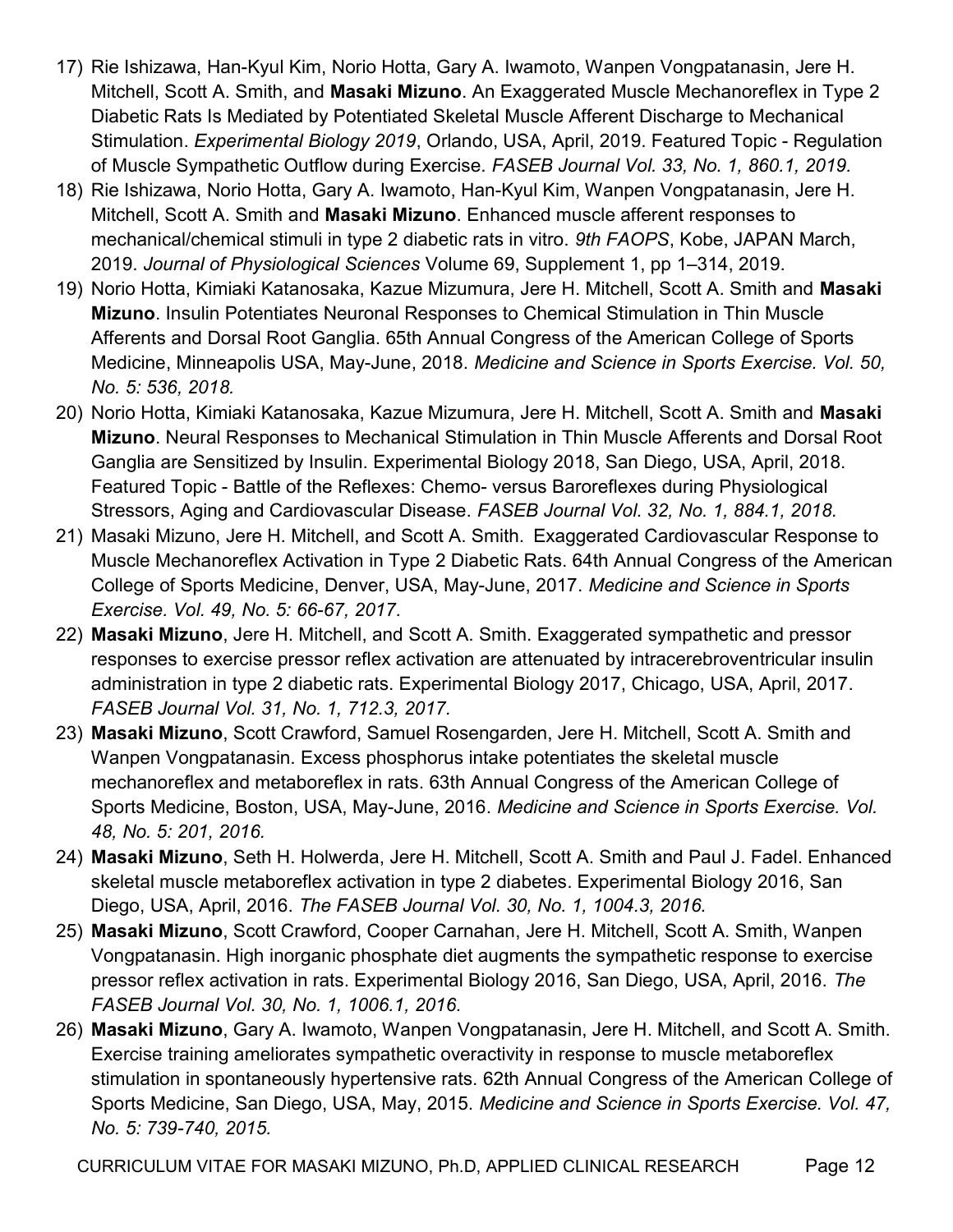17) Rie Ishizawa, Han-Kyul Kim, Norio Hotta, Gary A. Iwamoto, Wanpen Vongpatanasin, Jere H. Mitchell, Scott A. Smith, and **Masaki Mizuno**. An Exaggerated Muscle Mechanoreflex in Type 2 Diabetic Rats Is Mediated by Potentiated Skeletal Muscle Afferent Discharge to Mechanical Stimulation. *Experimental Biology 2019*, Orlando, USA, April, 2019. Featured Topic - Regulation of Muscle Sympathetic Outflow during Exercise. *FASEB Journal Vol. 33, No. 1, 860.1, 2019.*
18) Rie Ishizawa, Norio Hotta, Gary A. Iwamoto, Han-Kyul Kim, Wanpen Vongpatanasin, Jere H. Mitchell, Scott A. Smith and **Masaki Mizuno**. Enhanced muscle afferent responses to mechanical/chemical stimuli in type 2 diabetic rats in vitro. *9th FAOPS*, Kobe, JAPAN March, 2019. *Journal of Physiological Sciences* Volume 69, Supplement 1, pp 1–314, 2019.
19) Norio Hotta, Kimiaki Katanosaka, Kazue Mizumura, Jere H. Mitchell, Scott A. Smith and **Masaki Mizuno**. Insulin Potentiates Neuronal Responses to Chemical Stimulation in Thin Muscle Afferents and Dorsal Root Ganglia. 65th Annual Congress of the American College of Sports Medicine, Minneapolis USA, May-June, 2018. *Medicine and Science in Sports Exercise. Vol. 50, No. 5: 536, 2018.*
20) Norio Hotta, Kimiaki Katanosaka, Kazue Mizumura, Jere H. Mitchell, Scott A. Smith and **Masaki Mizuno**. Neural Responses to Mechanical Stimulation in Thin Muscle Afferents and Dorsal Root Ganglia are Sensitized by Insulin. Experimental Biology 2018, San Diego, USA, April, 2018. Featured Topic - Battle of the Reflexes: Chemo- versus Baroreflexes during Physiological Stressors, Aging and Cardiovascular Disease. *FASEB Journal Vol. 32, No. 1, 884.1, 2018.*
21) Masaki Mizuno, Jere H. Mitchell, and Scott A. Smith. Exaggerated Cardiovascular Response to Muscle Mechanoreflex Activation in Type 2 Diabetic Rats. 64th Annual Congress of the American College of Sports Medicine, Denver, USA, May-June, 2017. *Medicine and Science in Sports Exercise. Vol. 49, No. 5: 66-67, 2017.*
22) **Masaki Mizuno**, Jere H. Mitchell, and Scott A. Smith. Exaggerated sympathetic and pressor responses to exercise pressor reflex activation are attenuated by intracerebroventricular insulin administration in type 2 diabetic rats. Experimental Biology 2017, Chicago, USA, April, 2017. *FASEB Journal Vol. 31, No. 1, 712.3, 2017.*
23) **Masaki Mizuno**, Scott Crawford, Samuel Rosengarden, Jere H. Mitchell, Scott A. Smith and Wanpen Vongpatanasin. Excess phosphorus intake potentiates the skeletal muscle mechanoreflex and metaboreflex in rats. 63th Annual Congress of the American College of Sports Medicine, Boston, USA, May-June, 2016. *Medicine and Science in Sports Exercise. Vol. 48, No. 5: 201, 2016.*
24) **Masaki Mizuno**, Seth H. Holwerda, Jere H. Mitchell, Scott A. Smith and Paul J. Fadel. Enhanced skeletal muscle metaboreflex activation in type 2 diabetes. Experimental Biology 2016, San Diego, USA, April, 2016. *The FASEB Journal Vol. 30, No. 1, 1004.3, 2016.*
25) **Masaki Mizuno**, Scott Crawford, Cooper Carnahan, Jere H. Mitchell, Scott A. Smith, Wanpen Vongpatanasin. High inorganic phosphate diet augments the sympathetic response to exercise pressor reflex activation in rats. Experimental Biology 2016, San Diego, USA, April, 2016. *The FASEB Journal Vol. 30, No. 1, 1006.1, 2016.*
26) **Masaki Mizuno**, Gary A. Iwamoto, Wanpen Vongpatanasin, Jere H. Mitchell, and Scott A. Smith. Exercise training ameliorates sympathetic overactivity in response to muscle metaboreflex stimulation in spontaneously hypertensive rats. 62th Annual Congress of the American College of Sports Medicine, San Diego, USA, May, 2015. *Medicine and Science in Sports Exercise. Vol. 47, No. 5: 739-740, 2015.*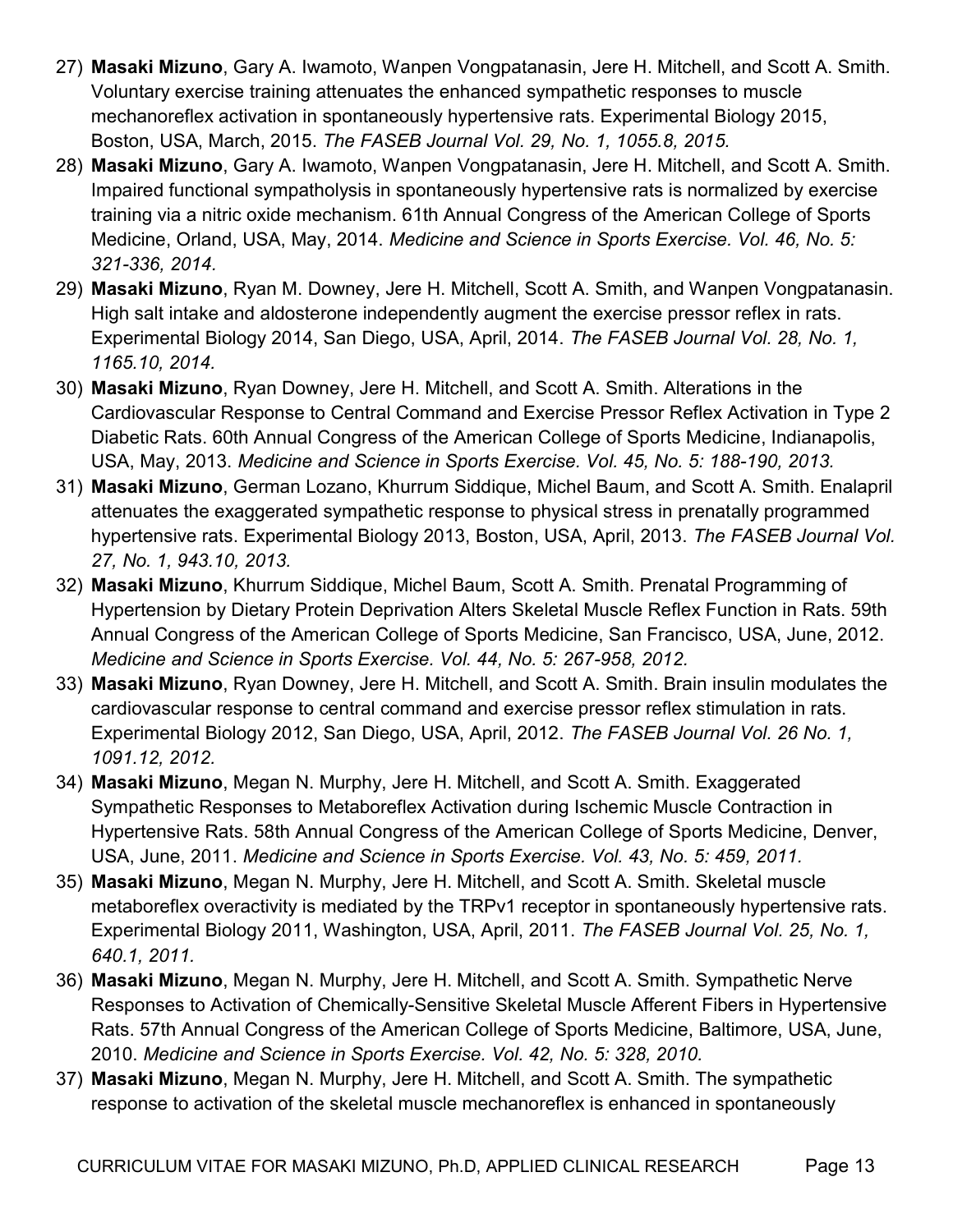27) **Masaki Mizuno**, Gary A. Iwamoto, Wanpen Vongpatanasin, Jere H. Mitchell, and Scott A. Smith. Voluntary exercise training attenuates the enhanced sympathetic responses to muscle mechanoreflex activation in spontaneously hypertensive rats. Experimental Biology 2015, Boston, USA, March, 2015. *The FASEB Journal Vol. 29, No. 1, 1055.8, 2015.*
28) **Masaki Mizuno**, Gary A. Iwamoto, Wanpen Vongpatanasin, Jere H. Mitchell, and Scott A. Smith. Impaired functional sympatholysis in spontaneously hypertensive rats is normalized by exercise training via a nitric oxide mechanism. 61th Annual Congress of the American College of Sports Medicine, Orland, USA, May, 2014. *Medicine and Science in Sports Exercise. Vol. 46, No. 5: 321-336, 2014.*
29) **Masaki Mizuno**, Ryan M. Downey, Jere H. Mitchell, Scott A. Smith, and Wanpen Vongpatanasin. High salt intake and aldosterone independently augment the exercise pressor reflex in rats. Experimental Biology 2014, San Diego, USA, April, 2014. *The FASEB Journal Vol. 28, No. 1, 1165.10, 2014.*
30) **Masaki Mizuno**, Ryan Downey, Jere H. Mitchell, and Scott A. Smith. Alterations in the Cardiovascular Response to Central Command and Exercise Pressor Reflex Activation in Type 2 Diabetic Rats. 60th Annual Congress of the American College of Sports Medicine, Indianapolis, USA, May, 2013. *Medicine and Science in Sports Exercise. Vol. 45, No. 5: 188-190, 2013.*
31) **Masaki Mizuno**, German Lozano, Khurrum Siddique, Michel Baum, and Scott A. Smith. Enalapril attenuates the exaggerated sympathetic response to physical stress in prenatally programmed hypertensive rats. Experimental Biology 2013, Boston, USA, April, 2013. *The FASEB Journal Vol. 27, No. 1, 943.10, 2013.*
32) **Masaki Mizuno**, Khurrum Siddique, Michel Baum, Scott A. Smith. Prenatal Programming of Hypertension by Dietary Protein Deprivation Alters Skeletal Muscle Reflex Function in Rats. 59th Annual Congress of the American College of Sports Medicine, San Francisco, USA, June, 2012. *Medicine and Science in Sports Exercise. Vol. 44, No. 5: 267-958, 2012.*
33) **Masaki Mizuno**, Ryan Downey, Jere H. Mitchell, and Scott A. Smith. Brain insulin modulates the cardiovascular response to central command and exercise pressor reflex stimulation in rats. Experimental Biology 2012, San Diego, USA, April, 2012. *The FASEB Journal Vol. 26 No. 1, 1091.12, 2012.*
34) **Masaki Mizuno**, Megan N. Murphy, Jere H. Mitchell, and Scott A. Smith. Exaggerated Sympathetic Responses to Metaboreflex Activation during Ischemic Muscle Contraction in Hypertensive Rats. 58th Annual Congress of the American College of Sports Medicine, Denver, USA, June, 2011. *Medicine and Science in Sports Exercise. Vol. 43, No. 5: 459, 2011.*
35) **Masaki Mizuno**, Megan N. Murphy, Jere H. Mitchell, and Scott A. Smith. Skeletal muscle metaboreflex overactivity is mediated by the TRPv1 receptor in spontaneously hypertensive rats. Experimental Biology 2011, Washington, USA, April, 2011. *The FASEB Journal Vol. 25, No. 1, 640.1, 2011.*
36) **Masaki Mizuno**, Megan N. Murphy, Jere H. Mitchell, and Scott A. Smith. Sympathetic Nerve Responses to Activation of Chemically-Sensitive Skeletal Muscle Afferent Fibers in Hypertensive Rats. 57th Annual Congress of the American College of Sports Medicine, Baltimore, USA, June, 2010. *Medicine and Science in Sports Exercise. Vol. 42, No. 5: 328, 2010.*
37) **Masaki Mizuno**, Megan N. Murphy, Jere H. Mitchell, and Scott A. Smith. The sympathetic response to activation of the skeletal muscle mechanoreflex is enhanced in spontaneously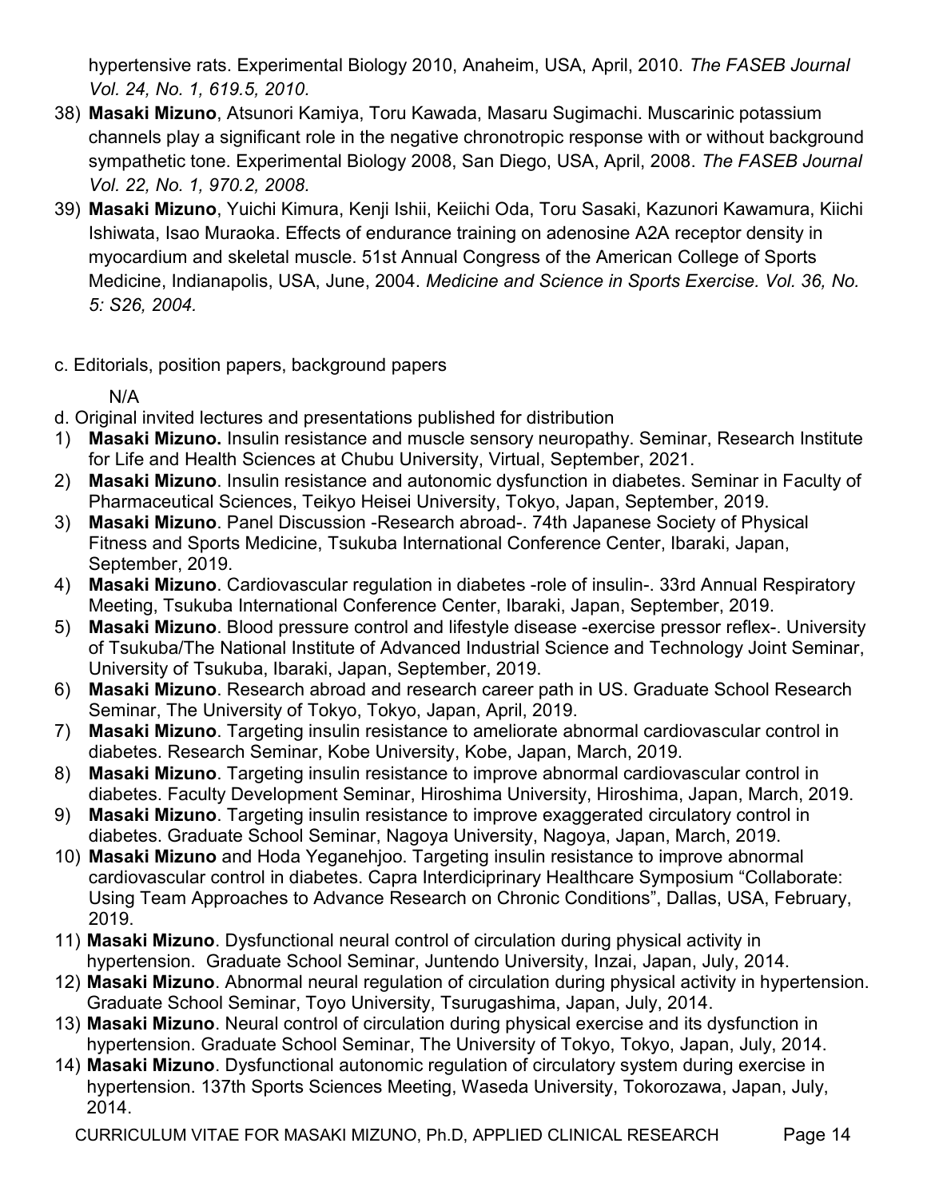hypertensive rats. Experimental Biology 2010, Anaheim, USA, April, 2010. *The FASEB Journal Vol. 24, No. 1, 619.5, 2010.*

38) **Masaki Mizuno**, Atsunori Kamiya, Toru Kawada, Masaru Sugimachi. Muscarinic potassium channels play a significant role in the negative chronotropic response with or without background sympathetic tone. Experimental Biology 2008, San Diego, USA, April, 2008. *The FASEB Journal Vol. 22, No. 1, 970.2, 2008.*
39) **Masaki Mizuno**, Yuichi Kimura, Kenji Ishii, Keiichi Oda, Toru Sasaki, Kazunori Kawamura, Kiichi Ishiwata, Isao Muraoka. Effects of endurance training on adenosine A2A receptor density in myocardium and skeletal muscle. 51st Annual Congress of the American College of Sports Medicine, Indianapolis, USA, June, 2004. *Medicine and Science in Sports Exercise. Vol. 36, No. 5: S26, 2004.*

c. Editorials, position papers, background papers

N/A

d. Original invited lectures and presentations published for distribution

1) **Masaki Mizuno.** Insulin resistance and muscle sensory neuropathy. Seminar, Research Institute for Life and Health Sciences at Chubu University, Virtual, September, 2021.
2) **Masaki Mizuno**. Insulin resistance and autonomic dysfunction in diabetes. Seminar in Faculty of Pharmaceutical Sciences, Teikyo Heisei University, Tokyo, Japan, September, 2019.
3) **Masaki Mizuno**. Panel Discussion -Research abroad-. 74th Japanese Society of Physical Fitness and Sports Medicine, Tsukuba International Conference Center, Ibaraki, Japan, September, 2019.
4) **Masaki Mizuno**. Cardiovascular regulation in diabetes -role of insulin-. 33rd Annual Respiratory Meeting, Tsukuba International Conference Center, Ibaraki, Japan, September, 2019.
5) **Masaki Mizuno**. Blood pressure control and lifestyle disease -exercise pressor reflex-. University of Tsukuba/The National Institute of Advanced Industrial Science and Technology Joint Seminar, University of Tsukuba, Ibaraki, Japan, September, 2019.
6) **Masaki Mizuno**. Research abroad and research career path in US. Graduate School Research Seminar, The University of Tokyo, Tokyo, Japan, April, 2019.
7) **Masaki Mizuno**. Targeting insulin resistance to ameliorate abnormal cardiovascular control in diabetes. Research Seminar, Kobe University, Kobe, Japan, March, 2019.
8) **Masaki Mizuno**. Targeting insulin resistance to improve abnormal cardiovascular control in diabetes. Faculty Development Seminar, Hiroshima University, Hiroshima, Japan, March, 2019.
9) **Masaki Mizuno**. Targeting insulin resistance to improve exaggerated circulatory control in diabetes. Graduate School Seminar, Nagoya University, Nagoya, Japan, March, 2019.
10) **Masaki Mizuno** and Hoda Yeganehjoo. Targeting insulin resistance to improve abnormal cardiovascular control in diabetes. Capra Interdiciprinary Healthcare Symposium "Collaborate: Using Team Approaches to Advance Research on Chronic Conditions", Dallas, USA, February, 2019.
11) **Masaki Mizuno**. Dysfunctional neural control of circulation during physical activity in hypertension. Graduate School Seminar, Juntendo University, Inzai, Japan, July, 2014.
12) **Masaki Mizuno**. Abnormal neural regulation of circulation during physical activity in hypertension. Graduate School Seminar, Toyo University, Tsurugashima, Japan, July, 2014.
13) **Masaki Mizuno**. Neural control of circulation during physical exercise and its dysfunction in hypertension. Graduate School Seminar, The University of Tokyo, Tokyo, Japan, July, 2014.
14) **Masaki Mizuno**. Dysfunctional autonomic regulation of circulatory system during exercise in hypertension. 137th Sports Sciences Meeting, Waseda University, Tokorozawa, Japan, July, 2014.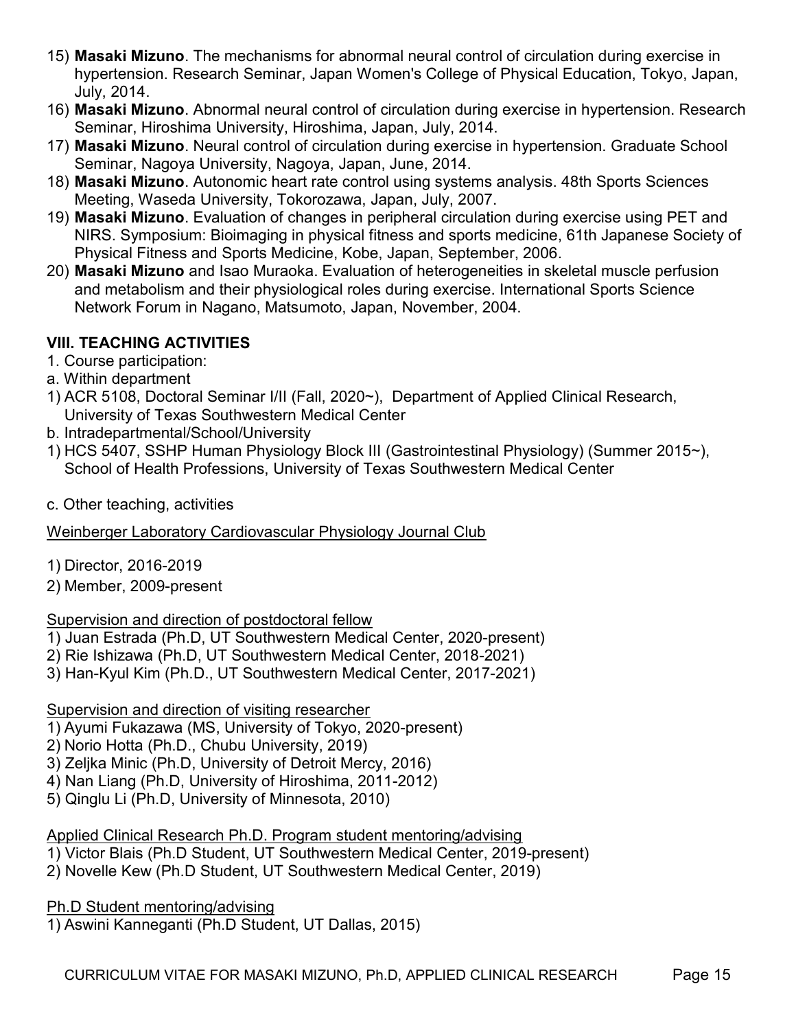15) **Masaki Mizuno**. The mechanisms for abnormal neural control of circulation during exercise in hypertension. Research Seminar, Japan Women's College of Physical Education, Tokyo, Japan, July, 2014.
16) **Masaki Mizuno**. Abnormal neural control of circulation during exercise in hypertension. Research Seminar, Hiroshima University, Hiroshima, Japan, July, 2014.
17) **Masaki Mizuno**. Neural control of circulation during exercise in hypertension. Graduate School Seminar, Nagoya University, Nagoya, Japan, June, 2014.
18) **Masaki Mizuno**. Autonomic heart rate control using systems analysis. 48th Sports Sciences Meeting, Waseda University, Tokorozawa, Japan, July, 2007.
19) **Masaki Mizuno**. Evaluation of changes in peripheral circulation during exercise using PET and NIRS. Symposium: Bioimaging in physical fitness and sports medicine, 61th Japanese Society of Physical Fitness and Sports Medicine, Kobe, Japan, September, 2006.
20) **Masaki Mizuno** and Isao Muraoka. Evaluation of heterogeneities in skeletal muscle perfusion and metabolism and their physiological roles during exercise. International Sports Science Network Forum in Nagano, Matsumoto, Japan, November, 2004.

## VIII. TEACHING ACTIVITIES

1. Course participation:

a. Within department

1) ACR 5108, Doctoral Seminar I/II (Fall, 2020~), Department of Applied Clinical Research, University of Texas Southwestern Medical Center

b. Intradepartmental/School/University

1) HCS 5407, SSHP Human Physiology Block III (Gastrointestinal Physiology) (Summer 2015~), School of Health Professions, University of Texas Southwestern Medical Center

c. Other teaching, activities

Weinberger Laboratory Cardiovascular Physiology Journal Club

1) Director, 2016-2019
2) Member, 2009-present

Supervision and direction of postdoctoral fellow

1) Juan Estrada (Ph.D, UT Southwestern Medical Center, 2020-present)
2) Rie Ishizawa (Ph.D, UT Southwestern Medical Center, 2018-2021)
3) Han-Kyul Kim (Ph.D., UT Southwestern Medical Center, 2017-2021)

Supervision and direction of visiting researcher

1) Ayumi Fukazawa (MS, University of Tokyo, 2020-present)
2) Norio Hotta (Ph.D., Chubu University, 2019)
3) Zeljka Minic (Ph.D, University of Detroit Mercy, 2016)
4) Nan Liang (Ph.D, University of Hiroshima, 2011-2012)
5) Qinglu Li (Ph.D, University of Minnesota, 2010)

Applied Clinical Research Ph.D. Program student mentoring/advising

1) Victor Blais (Ph.D Student, UT Southwestern Medical Center, 2019-present)
2) Novelle Kew (Ph.D Student, UT Southwestern Medical Center, 2019)

Ph.D Student mentoring/advising

1) Aswini Kanneganti (Ph.D Student, UT Dallas, 2015)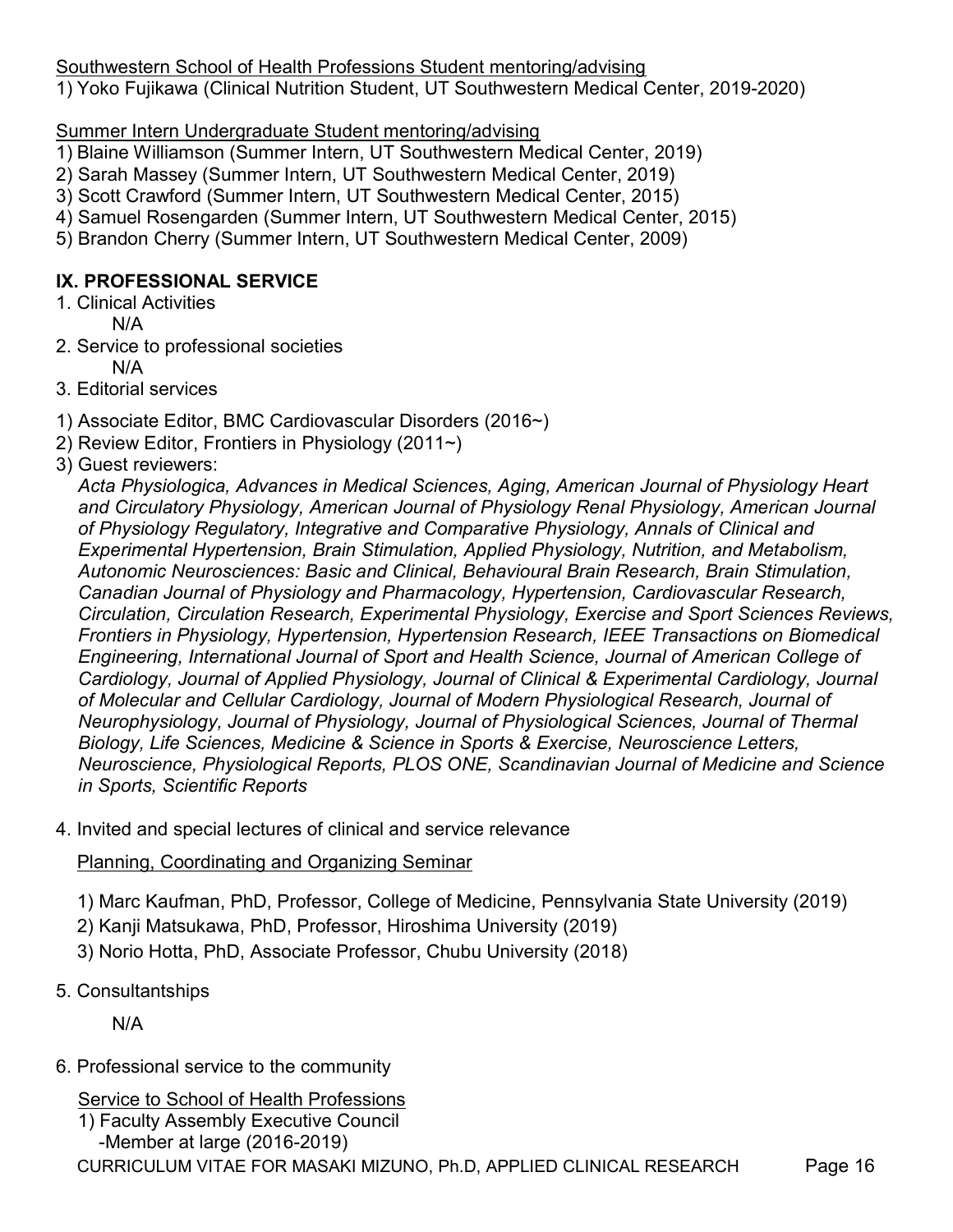Southwestern School of Health Professions Student mentoring/advising

1) Yoko Fujikawa (Clinical Nutrition Student, UT Southwestern Medical Center, 2019-2020)

Summer Intern Undergraduate Student mentoring/advising

1) Blaine Williamson (Summer Intern, UT Southwestern Medical Center, 2019)
2) Sarah Massey (Summer Intern, UT Southwestern Medical Center, 2019)
3) Scott Crawford (Summer Intern, UT Southwestern Medical Center, 2015)
4) Samuel Rosengarden (Summer Intern, UT Southwestern Medical Center, 2015)
5) Brandon Cherry (Summer Intern, UT Southwestern Medical Center, 2009)

## IX. PROFESSIONAL SERVICE

1. Clinical Activities

   N/A

2. Service to professional societies

   N/A

3. Editorial services

1) Associate Editor, BMC Cardiovascular Disorders (2016~)
2) Review Editor, Frontiers in Physiology (2011~)
3) Guest reviewers:

   *Acta Physiologica, Advances in Medical Sciences, Aging, American Journal of Physiology Heart and Circulatory Physiology, American Journal of Physiology Renal Physiology, American Journal of Physiology Regulatory, Integrative and Comparative Physiology, Annals of Clinical and Experimental Hypertension, Brain Stimulation, Applied Physiology, Nutrition, and Metabolism, Autonomic Neurosciences: Basic and Clinical, Behavioural Brain Research, Brain Stimulation, Canadian Journal of Physiology and Pharmacology, Hypertension, Cardiovascular Research, Circulation, Circulation Research, Experimental Physiology, Exercise and Sport Sciences Reviews, Frontiers in Physiology, Hypertension, Hypertension Research, IEEE Transactions on Biomedical Engineering, International Journal of Sport and Health Science, Journal of American College of Cardiology, Journal of Applied Physiology, Journal of Clinical & Experimental Cardiology, Journal of Molecular and Cellular Cardiology, Journal of Modern Physiological Research, Journal of Neurophysiology, Journal of Physiology, Journal of Physiological Sciences, Journal of Thermal Biology, Life Sciences, Medicine & Science in Sports & Exercise, Neuroscience Letters, Neuroscience, Physiological Reports, PLOS ONE, Scandinavian Journal of Medicine and Science in Sports, Scientific Reports*

4. Invited and special lectures of clinical and service relevance

   Planning, Coordinating and Organizing Seminar

   1) Marc Kaufman, PhD, Professor, College of Medicine, Pennsylvania State University (2019)
   2) Kanji Matsukawa, PhD, Professor, Hiroshima University (2019)
   3) Norio Hotta, PhD, Associate Professor, Chubu University (2018)

5. Consultantships

   N/A

6. Professional service to the community

   Service to School of Health Professions

   1) Faculty Assembly Executive Council
      -Member at large (2016-2019)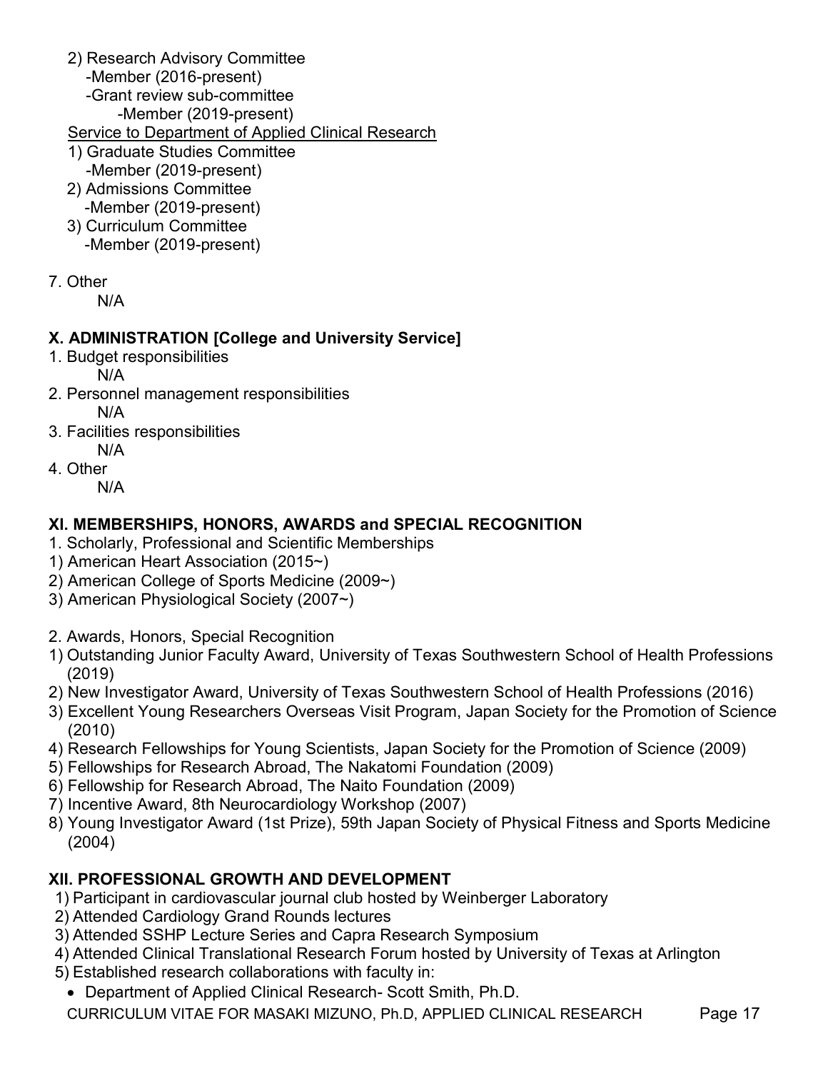2) Research Advisory Committee
   - Member (2016-present)
   - Grant review sub-committee
     - Member (2019-present)

<u>Service to Department of Applied Clinical Research</u>

1) Graduate Studies Committee
   - Member (2019-present)
2) Admissions Committee
   - Member (2019-present)
3) Curriculum Committee
   - Member (2019-present)

7. Other

   N/A

## X. ADMINISTRATION [College and University Service]

1. Budget responsibilities

   N/A
2. Personnel management responsibilities

   N/A
3. Facilities responsibilities

   N/A
4. Other

   N/A

## XI. MEMBERSHIPS, HONORS, AWARDS and SPECIAL RECOGNITION

1. Scholarly, Professional and Scientific Memberships

1) American Heart Association (2015~)
2) American College of Sports Medicine (2009~)
3) American Physiological Society (2007~)

2. Awards, Honors, Special Recognition

1) Outstanding Junior Faculty Award, University of Texas Southwestern School of Health Professions (2019)
2) New Investigator Award, University of Texas Southwestern School of Health Professions (2016)
3) Excellent Young Researchers Overseas Visit Program, Japan Society for the Promotion of Science (2010)
4) Research Fellowships for Young Scientists, Japan Society for the Promotion of Science (2009)
5) Fellowships for Research Abroad, The Nakatomi Foundation (2009)
6) Fellowship for Research Abroad, The Naito Foundation (2009)
7) Incentive Award, 8th Neurocardiology Workshop (2007)
8) Young Investigator Award (1st Prize), 59th Japan Society of Physical Fitness and Sports Medicine (2004)

## XII. PROFESSIONAL GROWTH AND DEVELOPMENT

1) Participant in cardiovascular journal club hosted by Weinberger Laboratory
2) Attended Cardiology Grand Rounds lectures
3) Attended SSHP Lecture Series and Capra Research Symposium
4) Attended Clinical Translational Research Forum hosted by University of Texas at Arlington
5) Established research collaborations with faculty in:
   - Department of Applied Clinical Research- Scott Smith, Ph.D.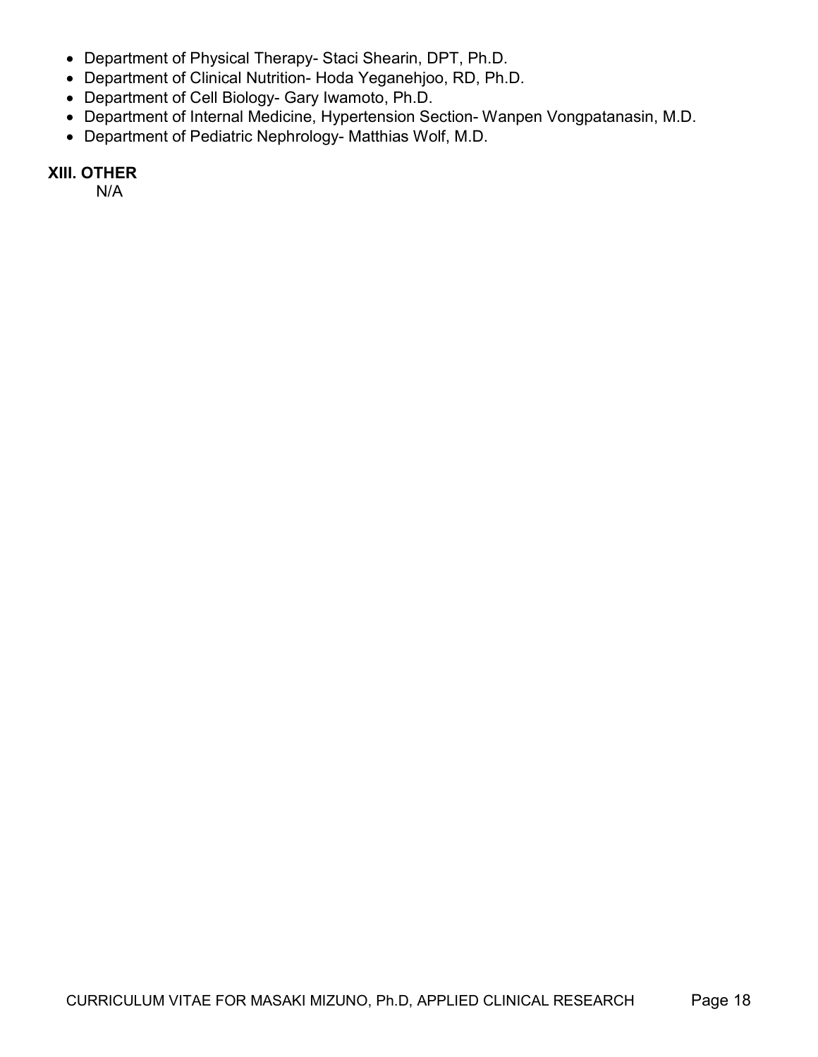- Department of Physical Therapy- Staci Shearin, DPT, Ph.D.
- Department of Clinical Nutrition- Hoda Yeganehjoo, RD, Ph.D.
- Department of Cell Biology- Gary Iwamoto, Ph.D.
- Department of Internal Medicine, Hypertension Section- Wanpen Vongpatanasin, M.D.
- Department of Pediatric Nephrology- Matthias Wolf, M.D.

**XIII. OTHER**

N/A